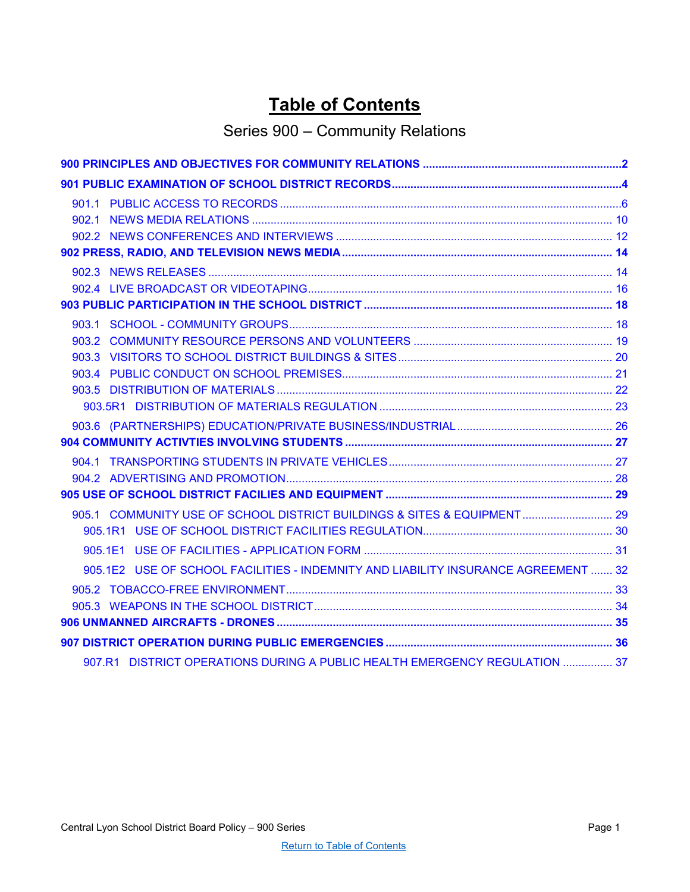# Table of Contents

## Series 900 – Community Relations

**900 PRINCIPLES AND OBJECTIVES FOR COMMUNITY RELATIONS** ....... 2

**901 PUBLIC EXAMINATION OF SCHOOL DISTRICT RECORDS** ....... 4

- 901.1 PUBLIC ACCESS TO RECORDS ....... 6
- 902.1 NEWS MEDIA RELATIONS ....... 10
- 902.2 NEWS CONFERENCES AND INTERVIEWS ....... 12

**902 PRESS, RADIO, AND TELEVISION NEWS MEDIA** ....... 14

- 902.3 NEWS RELEASES ....... 14
- 902.4 LIVE BROADCAST OR VIDEOTAPING ....... 16

**903 PUBLIC PARTICIPATION IN THE SCHOOL DISTRICT** ....... 18

- 903.1 SCHOOL - COMMUNITY GROUPS ....... 18
- 903.2 COMMUNITY RESOURCE PERSONS AND VOLUNTEERS ....... 19
- 903.3 VISITORS TO SCHOOL DISTRICT BUILDINGS & SITES ....... 20
- 903.4 PUBLIC CONDUCT ON SCHOOL PREMISES ....... 21
- 903.5 DISTRIBUTION OF MATERIALS ....... 22
  - 903.5R1 DISTRIBUTION OF MATERIALS REGULATION ....... 23
- 903.6 (PARTNERSHIPS) EDUCATION/PRIVATE BUSINESS/INDUSTRIAL ....... 26

**904 COMMUNITY ACTIVTIES INVOLVING STUDENTS** ....... 27

- 904.1 TRANSPORTING STUDENTS IN PRIVATE VEHICLES ....... 27
- 904.2 ADVERTISING AND PROMOTION ....... 28

**905 USE OF SCHOOL DISTRICT FACILIES AND EQUIPMENT** ....... 29

- 905.1 COMMUNITY USE OF SCHOOL DISTRICT BUILDINGS & SITES & EQUIPMENT ....... 29
  - 905.1R1 USE OF SCHOOL DISTRICT FACILITIES REGULATION ....... 30
  - 905.1E1 USE OF FACILITIES - APPLICATION FORM ....... 31
  - 905.1E2 USE OF SCHOOL FACILITIES - INDEMNITY AND LIABILITY INSURANCE AGREEMENT ....... 32
- 905.2 TOBACCO-FREE ENVIRONMENT ....... 33
- 905.3 WEAPONS IN THE SCHOOL DISTRICT ....... 34

**906 UNMANNED AIRCRAFTS - DRONES** ....... 35

**907 DISTRICT OPERATION DURING PUBLIC EMERGENCIES** ....... 36

- 907.R1 DISTRICT OPERATIONS DURING A PUBLIC HEALTH EMERGENCY REGULATION ....... 37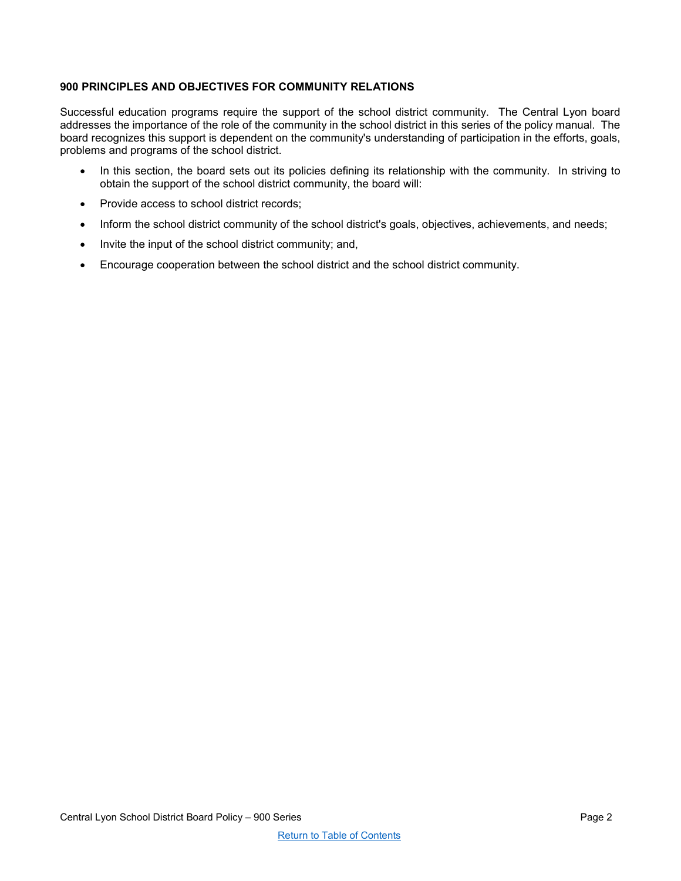**900 PRINCIPLES AND OBJECTIVES FOR COMMUNITY RELATIONS**

Successful education programs require the support of the school district community. The Central Lyon board addresses the importance of the role of the community in the school district in this series of the policy manual. The board recognizes this support is dependent on the community's understanding of participation in the efforts, goals, problems and programs of the school district.

- In this section, the board sets out its policies defining its relationship with the community. In striving to obtain the support of the school district community, the board will:
- Provide access to school district records;
- Inform the school district community of the school district's goals, objectives, achievements, and needs;
- Invite the input of the school district community; and,
- Encourage cooperation between the school district and the school district community.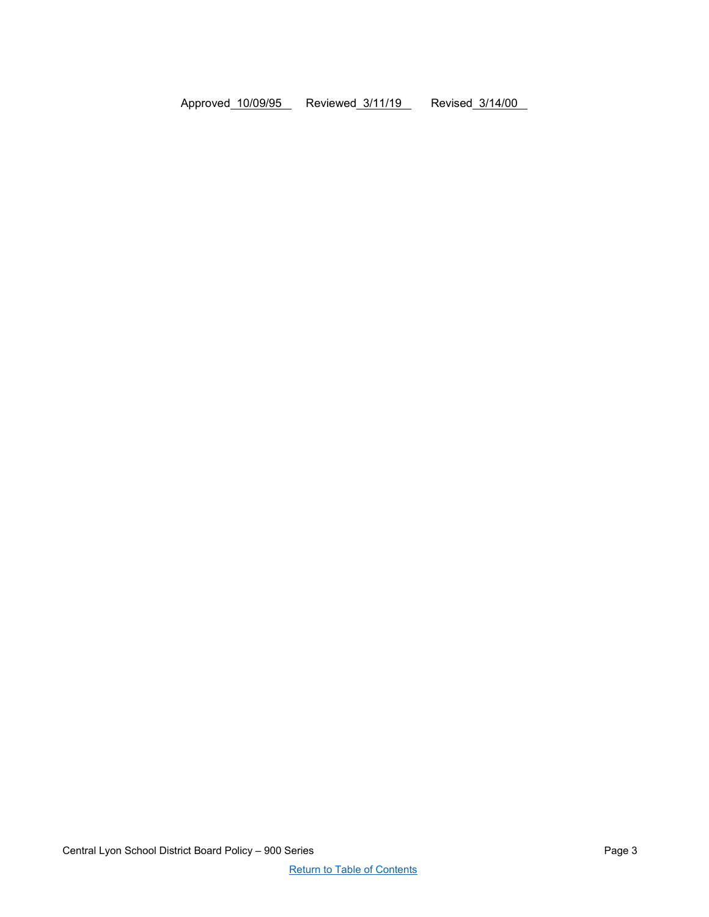Approved 10/09/95 Reviewed 3/11/19 Revised 3/14/00

[Return to Table of Contents]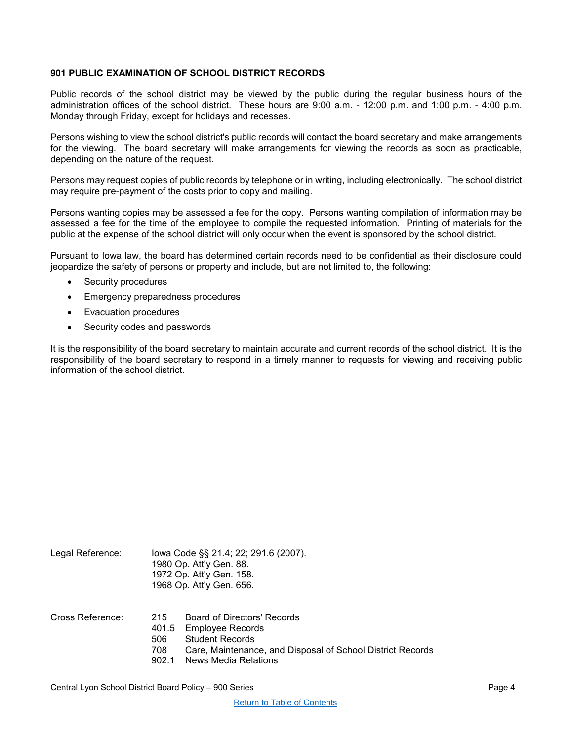## 901 PUBLIC EXAMINATION OF SCHOOL DISTRICT RECORDS

Public records of the school district may be viewed by the public during the regular business hours of the administration offices of the school district. These hours are 9:00 a.m. - 12:00 p.m. and 1:00 p.m. - 4:00 p.m. Monday through Friday, except for holidays and recesses.

Persons wishing to view the school district's public records will contact the board secretary and make arrangements for the viewing. The board secretary will make arrangements for viewing the records as soon as practicable, depending on the nature of the request.

Persons may request copies of public records by telephone or in writing, including electronically. The school district may require pre-payment of the costs prior to copy and mailing.

Persons wanting copies may be assessed a fee for the copy. Persons wanting compilation of information may be assessed a fee for the time of the employee to compile the requested information. Printing of materials for the public at the expense of the school district will only occur when the event is sponsored by the school district.

Pursuant to Iowa law, the board has determined certain records need to be confidential as their disclosure could jeopardize the safety of persons or property and include, but are not limited to, the following:

- Security procedures
- Emergency preparedness procedures
- Evacuation procedures
- Security codes and passwords

It is the responsibility of the board secretary to maintain accurate and current records of the school district. It is the responsibility of the board secretary to respond in a timely manner to requests for viewing and receiving public information of the school district.

Legal Reference: Iowa Code §§ 21.4; 22; 291.6 (2007).
1980 Op. Att'y Gen. 88.
1972 Op. Att'y Gen. 158.
1968 Op. Att'y Gen. 656.

Cross Reference:
215 Board of Directors' Records
401.5 Employee Records
506 Student Records
708 Care, Maintenance, and Disposal of School District Records
902.1 News Media Relations

Return to Table of Contents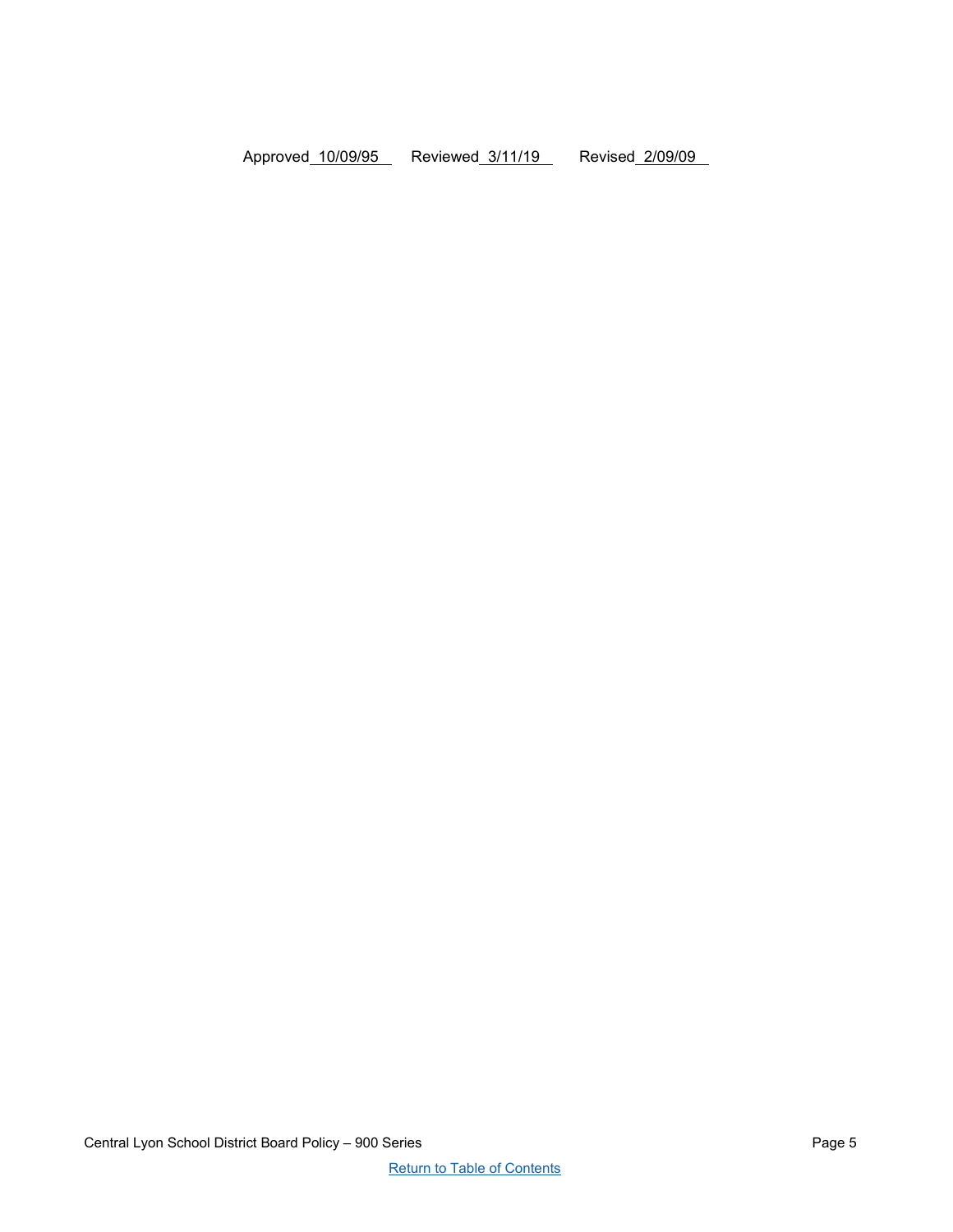Approved 10/09/95     Reviewed 3/11/19     Revised 2/09/09

[Return to Table of Contents]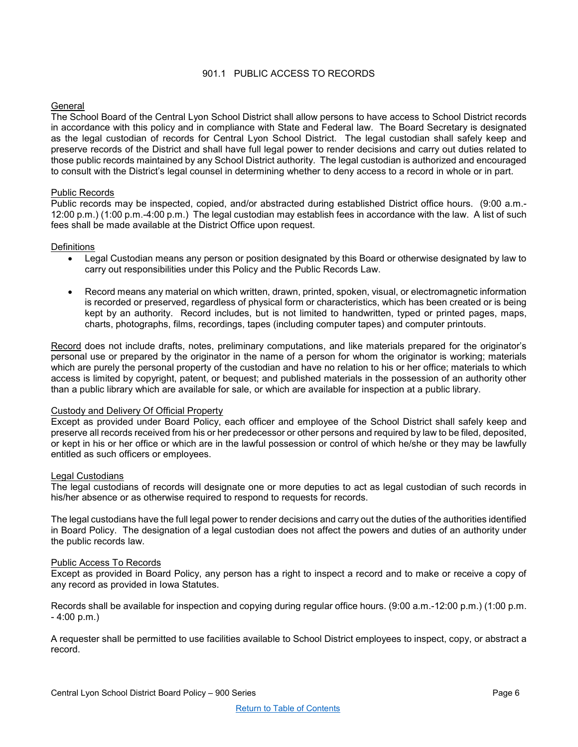# 901.1 PUBLIC ACCESS TO RECORDS

<u>General</u>
The School Board of the Central Lyon School District shall allow persons to have access to School District records in accordance with this policy and in compliance with State and Federal law. The Board Secretary is designated as the legal custodian of records for Central Lyon School District. The legal custodian shall safely keep and preserve records of the District and shall have full legal power to render decisions and carry out duties related to those public records maintained by any School District authority. The legal custodian is authorized and encouraged to consult with the District's legal counsel in determining whether to deny access to a record in whole or in part.

<u>Public Records</u>
Public records may be inspected, copied, and/or abstracted during established District office hours. (9:00 a.m.-12:00 p.m.) (1:00 p.m.-4:00 p.m.) The legal custodian may establish fees in accordance with the law. A list of such fees shall be made available at the District Office upon request.

<u>Definitions</u>

- Legal Custodian means any person or position designated by this Board or otherwise designated by law to carry out responsibilities under this Policy and the Public Records Law.
- Record means any material on which written, drawn, printed, spoken, visual, or electromagnetic information is recorded or preserved, regardless of physical form or characteristics, which has been created or is being kept by an authority. Record includes, but is not limited to handwritten, typed or printed pages, maps, charts, photographs, films, recordings, tapes (including computer tapes) and computer printouts.

<u>Record</u> does not include drafts, notes, preliminary computations, and like materials prepared for the originator's personal use or prepared by the originator in the name of a person for whom the originator is working; materials which are purely the personal property of the custodian and have no relation to his or her office; materials to which access is limited by copyright, patent, or bequest; and published materials in the possession of an authority other than a public library which are available for sale, or which are available for inspection at a public library.

<u>Custody and Delivery Of Official Property</u>
Except as provided under Board Policy, each officer and employee of the School District shall safely keep and preserve all records received from his or her predecessor or other persons and required by law to be filed, deposited, or kept in his or her office or which are in the lawful possession or control of which he/she or they may be lawfully entitled as such officers or employees.

<u>Legal Custodians</u>
The legal custodians of records will designate one or more deputies to act as legal custodian of such records in his/her absence or as otherwise required to respond to requests for records.

The legal custodians have the full legal power to render decisions and carry out the duties of the authorities identified in Board Policy. The designation of a legal custodian does not affect the powers and duties of an authority under the public records law.

<u>Public Access To Records</u>
Except as provided in Board Policy, any person has a right to inspect a record and to make or receive a copy of any record as provided in Iowa Statutes.

Records shall be available for inspection and copying during regular office hours. (9:00 a.m.-12:00 p.m.) (1:00 p.m. - 4:00 p.m.)

A requester shall be permitted to use facilities available to School District employees to inspect, copy, or abstract a record.

Return to Table of Contents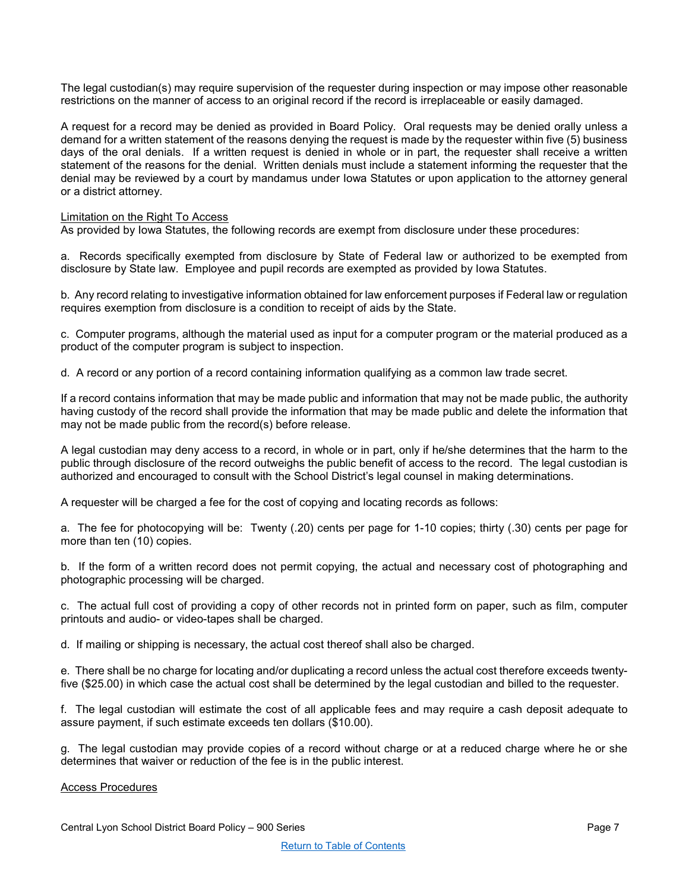The legal custodian(s) may require supervision of the requester during inspection or may impose other reasonable restrictions on the manner of access to an original record if the record is irreplaceable or easily damaged.

A request for a record may be denied as provided in Board Policy. Oral requests may be denied orally unless a demand for a written statement of the reasons denying the request is made by the requester within five (5) business days of the oral denials. If a written request is denied in whole or in part, the requester shall receive a written statement of the reasons for the denial. Written denials must include a statement informing the requester that the denial may be reviewed by a court by mandamus under Iowa Statutes or upon application to the attorney general or a district attorney.

Limitation on the Right To Access

As provided by Iowa Statutes, the following records are exempt from disclosure under these procedures:

a. Records specifically exempted from disclosure by State of Federal law or authorized to be exempted from disclosure by State law. Employee and pupil records are exempted as provided by Iowa Statutes.

b. Any record relating to investigative information obtained for law enforcement purposes if Federal law or regulation requires exemption from disclosure is a condition to receipt of aids by the State.

c. Computer programs, although the material used as input for a computer program or the material produced as a product of the computer program is subject to inspection.

d. A record or any portion of a record containing information qualifying as a common law trade secret.

If a record contains information that may be made public and information that may not be made public, the authority having custody of the record shall provide the information that may be made public and delete the information that may not be made public from the record(s) before release.

A legal custodian may deny access to a record, in whole or in part, only if he/she determines that the harm to the public through disclosure of the record outweighs the public benefit of access to the record. The legal custodian is authorized and encouraged to consult with the School District's legal counsel in making determinations.

A requester will be charged a fee for the cost of copying and locating records as follows:

a. The fee for photocopying will be: Twenty (.20) cents per page for 1-10 copies; thirty (.30) cents per page for more than ten (10) copies.

b. If the form of a written record does not permit copying, the actual and necessary cost of photographing and photographic processing will be charged.

c. The actual full cost of providing a copy of other records not in printed form on paper, such as film, computer printouts and audio- or video-tapes shall be charged.

d. If mailing or shipping is necessary, the actual cost thereof shall also be charged.

e. There shall be no charge for locating and/or duplicating a record unless the actual cost therefore exceeds twenty-five ($25.00) in which case the actual cost shall be determined by the legal custodian and billed to the requester.

f. The legal custodian will estimate the cost of all applicable fees and may require a cash deposit adequate to assure payment, if such estimate exceeds ten dollars ($10.00).

g. The legal custodian may provide copies of a record without charge or at a reduced charge where he or she determines that waiver or reduction of the fee is in the public interest.

Access Procedures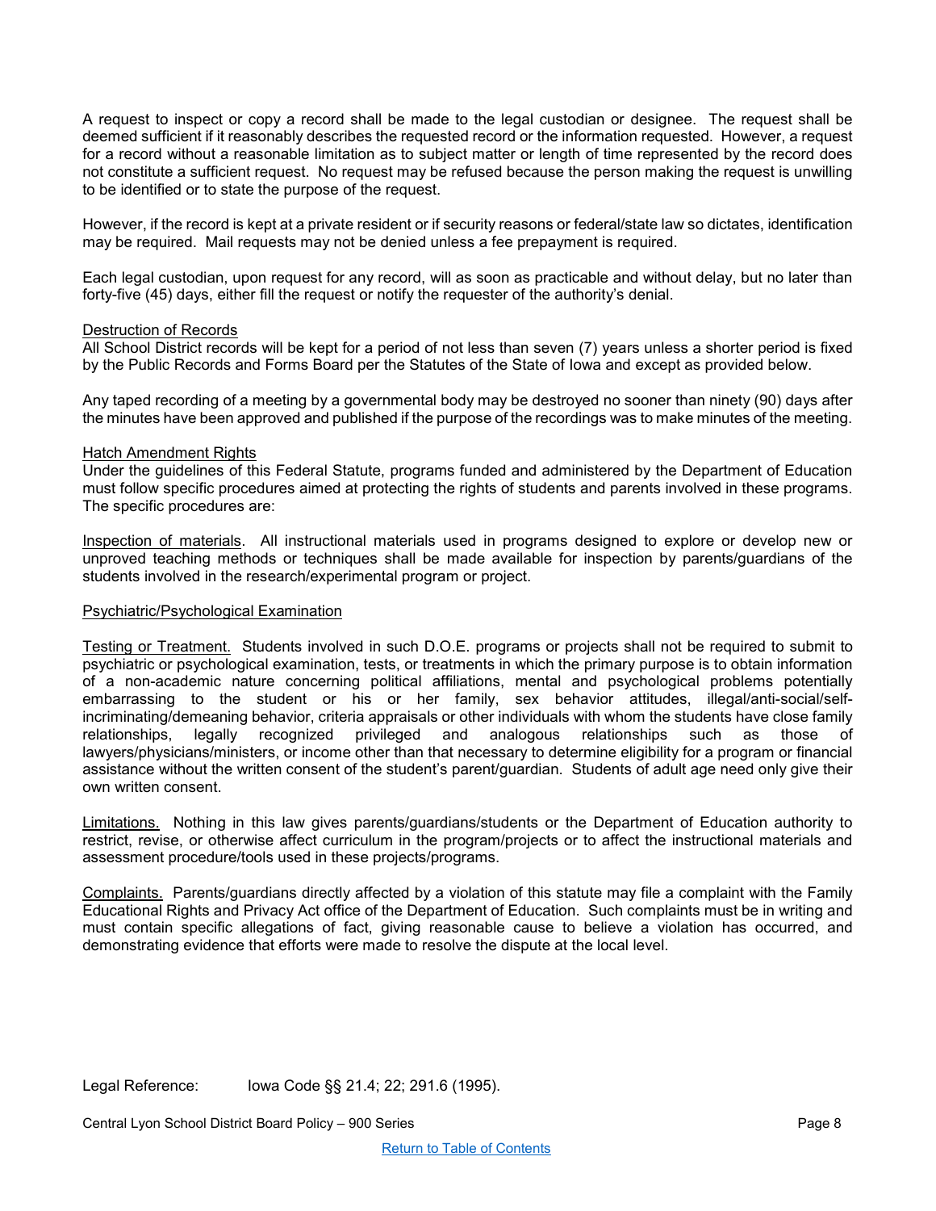A request to inspect or copy a record shall be made to the legal custodian or designee. The request shall be deemed sufficient if it reasonably describes the requested record or the information requested. However, a request for a record without a reasonable limitation as to subject matter or length of time represented by the record does not constitute a sufficient request. No request may be refused because the person making the request is unwilling to be identified or to state the purpose of the request.

However, if the record is kept at a private resident or if security reasons or federal/state law so dictates, identification may be required. Mail requests may not be denied unless a fee prepayment is required.

Each legal custodian, upon request for any record, will as soon as practicable and without delay, but no later than forty-five (45) days, either fill the request or notify the requester of the authority's denial.

<u>Destruction of Records</u>
All School District records will be kept for a period of not less than seven (7) years unless a shorter period is fixed by the Public Records and Forms Board per the Statutes of the State of Iowa and except as provided below.

Any taped recording of a meeting by a governmental body may be destroyed no sooner than ninety (90) days after the minutes have been approved and published if the purpose of the recordings was to make minutes of the meeting.

<u>Hatch Amendment Rights</u>
Under the guidelines of this Federal Statute, programs funded and administered by the Department of Education must follow specific procedures aimed at protecting the rights of students and parents involved in these programs. The specific procedures are:

<u>Inspection of materials</u>. All instructional materials used in programs designed to explore or develop new or unproved teaching methods or techniques shall be made available for inspection by parents/guardians of the students involved in the research/experimental program or project.

<u>Psychiatric/Psychological Examination</u>

<u>Testing or Treatment.</u> Students involved in such D.O.E. programs or projects shall not be required to submit to psychiatric or psychological examination, tests, or treatments in which the primary purpose is to obtain information of a non-academic nature concerning political affiliations, mental and psychological problems potentially embarrassing to the student or his or her family, sex behavior attitudes, illegal/anti-social/self-incriminating/demeaning behavior, criteria appraisals or other individuals with whom the students have close family relationships, legally recognized privileged and analogous relationships such as those of lawyers/physicians/ministers, or income other than that necessary to determine eligibility for a program or financial assistance without the written consent of the student's parent/guardian. Students of adult age need only give their own written consent.

<u>Limitations.</u> Nothing in this law gives parents/guardians/students or the Department of Education authority to restrict, revise, or otherwise affect curriculum in the program/projects or to affect the instructional materials and assessment procedure/tools used in these projects/programs.

<u>Complaints.</u> Parents/guardians directly affected by a violation of this statute may file a complaint with the Family Educational Rights and Privacy Act office of the Department of Education. Such complaints must be in writing and must contain specific allegations of fact, giving reasonable cause to believe a violation has occurred, and demonstrating evidence that efforts were made to resolve the dispute at the local level.

Legal Reference: Iowa Code §§ 21.4; 22; 291.6 (1995).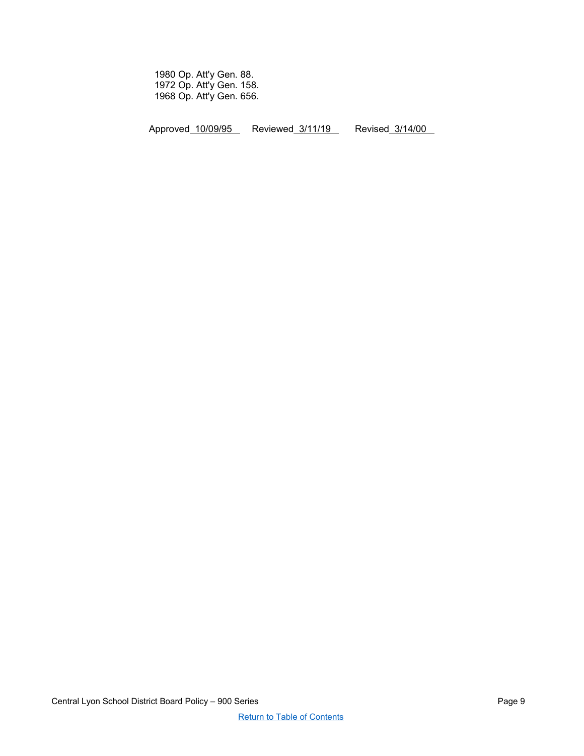1980 Op. Att'y Gen. 88.
1972 Op. Att'y Gen. 158.
1968 Op. Att'y Gen. 656.

Approved 10/09/95 Reviewed 3/11/19 Revised 3/14/00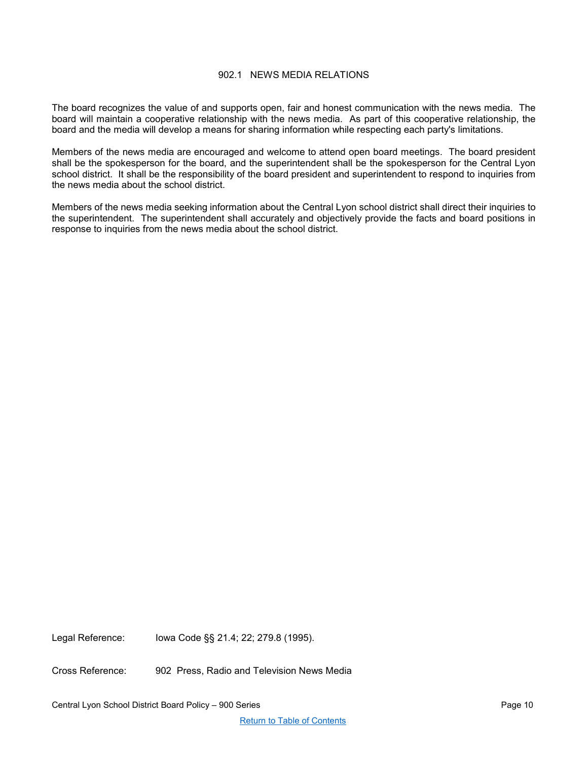# 902.1 NEWS MEDIA RELATIONS

The board recognizes the value of and supports open, fair and honest communication with the news media. The board will maintain a cooperative relationship with the news media. As part of this cooperative relationship, the board and the media will develop a means for sharing information while respecting each party's limitations.

Members of the news media are encouraged and welcome to attend open board meetings. The board president shall be the spokesperson for the board, and the superintendent shall be the spokesperson for the Central Lyon school district. It shall be the responsibility of the board president and superintendent to respond to inquiries from the news media about the school district.

Members of the news media seeking information about the Central Lyon school district shall direct their inquiries to the superintendent. The superintendent shall accurately and objectively provide the facts and board positions in response to inquiries from the news media about the school district.

Legal Reference: Iowa Code §§ 21.4; 22; 279.8 (1995).

Cross Reference: 902 Press, Radio and Television News Media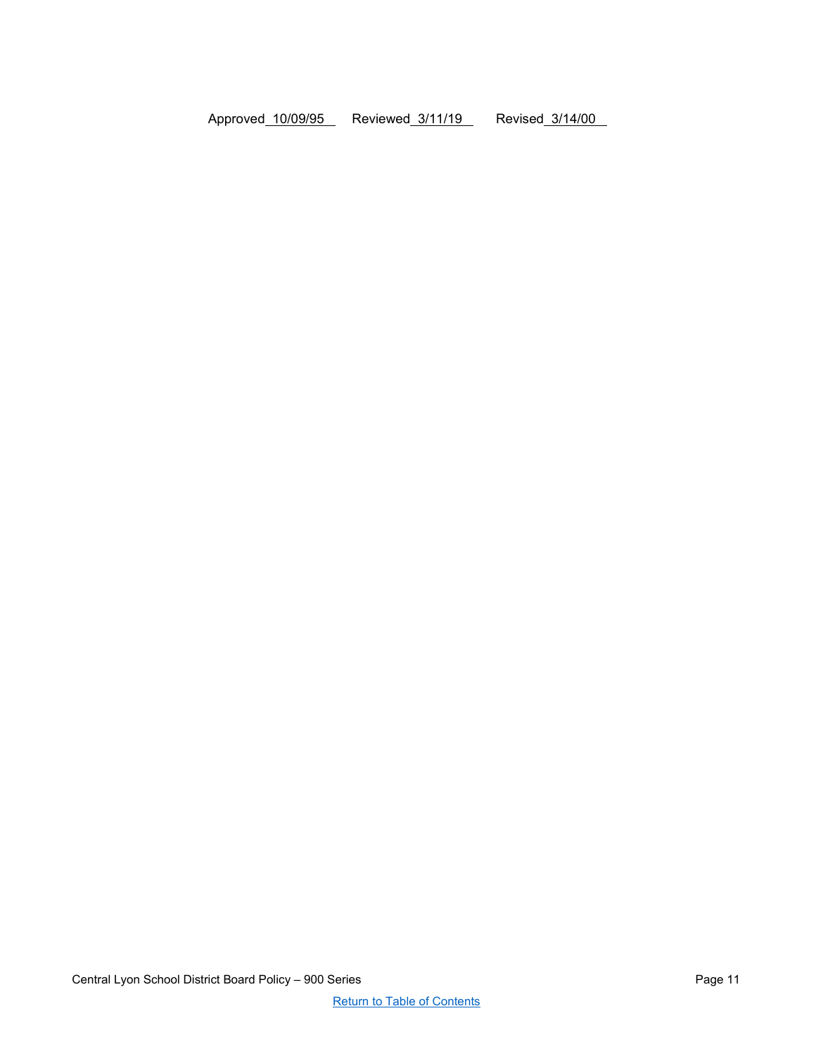Approved 10/09/95 Reviewed 3/11/19 Revised 3/14/00

Return to Table of Contents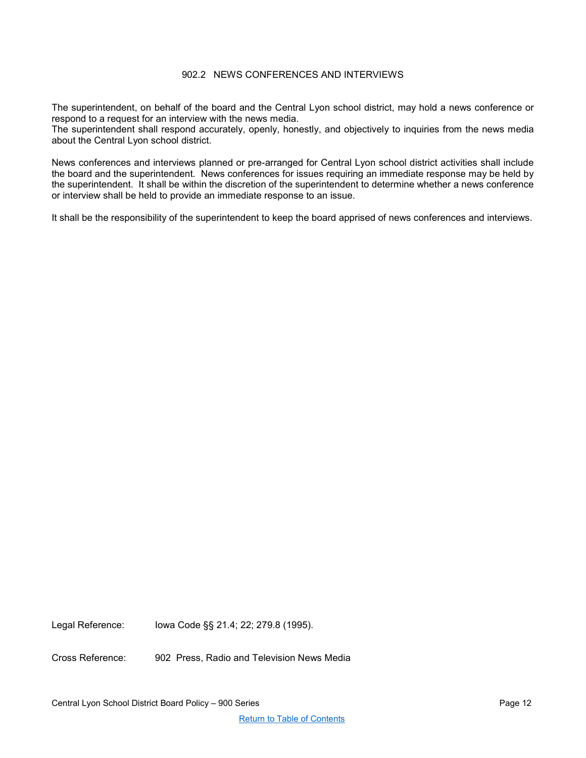## 902.2 NEWS CONFERENCES AND INTERVIEWS

The superintendent, on behalf of the board and the Central Lyon school district, may hold a news conference or respond to a request for an interview with the news media.
The superintendent shall respond accurately, openly, honestly, and objectively to inquiries from the news media about the Central Lyon school district.

News conferences and interviews planned or pre-arranged for Central Lyon school district activities shall include the board and the superintendent. News conferences for issues requiring an immediate response may be held by the superintendent. It shall be within the discretion of the superintendent to determine whether a news conference or interview shall be held to provide an immediate response to an issue.

It shall be the responsibility of the superintendent to keep the board apprised of news conferences and interviews.

Legal Reference: Iowa Code §§ 21.4; 22; 279.8 (1995).

Cross Reference: 902 Press, Radio and Television News Media

[Return to Table of Contents]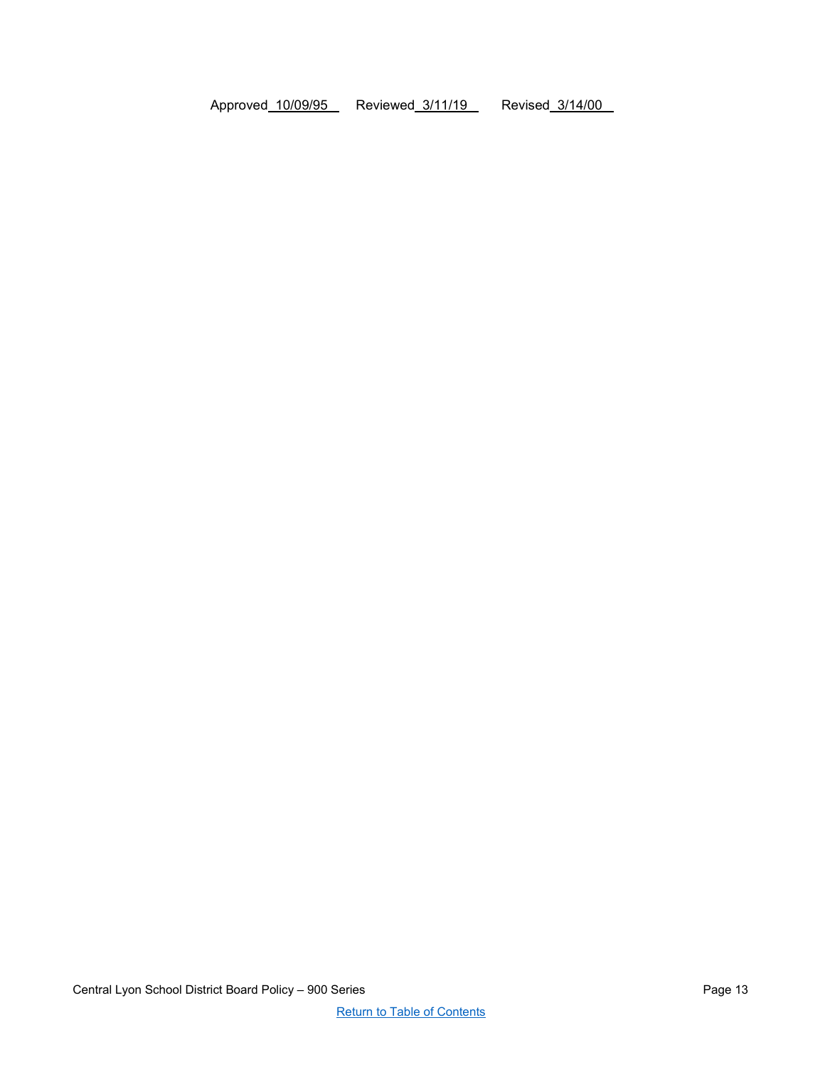Approved 10/09/95     Reviewed 3/11/19     Revised 3/14/00

[Return to Table of Contents]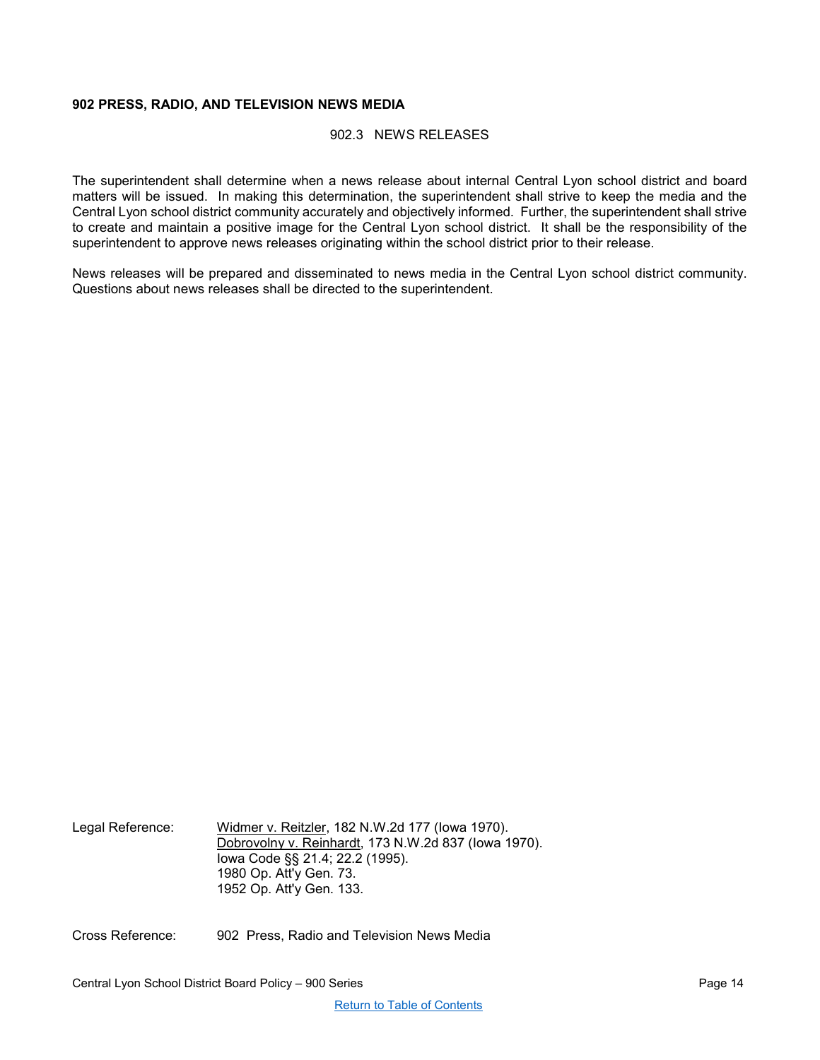**902 PRESS, RADIO, AND TELEVISION NEWS MEDIA**

## 902.3 NEWS RELEASES

The superintendent shall determine when a news release about internal Central Lyon school district and board matters will be issued. In making this determination, the superintendent shall strive to keep the media and the Central Lyon school district community accurately and objectively informed. Further, the superintendent shall strive to create and maintain a positive image for the Central Lyon school district. It shall be the responsibility of the superintendent to approve news releases originating within the school district prior to their release.

News releases will be prepared and disseminated to news media in the Central Lyon school district community. Questions about news releases shall be directed to the superintendent.

Legal Reference: Widmer v. Reitzler, 182 N.W.2d 177 (Iowa 1970).
Dobrovolny v. Reinhardt, 173 N.W.2d 837 (Iowa 1970).
Iowa Code §§ 21.4; 22.2 (1995).
1980 Op. Att'y Gen. 73.
1952 Op. Att'y Gen. 133.

Cross Reference: 902 Press, Radio and Television News Media

Return to Table of Contents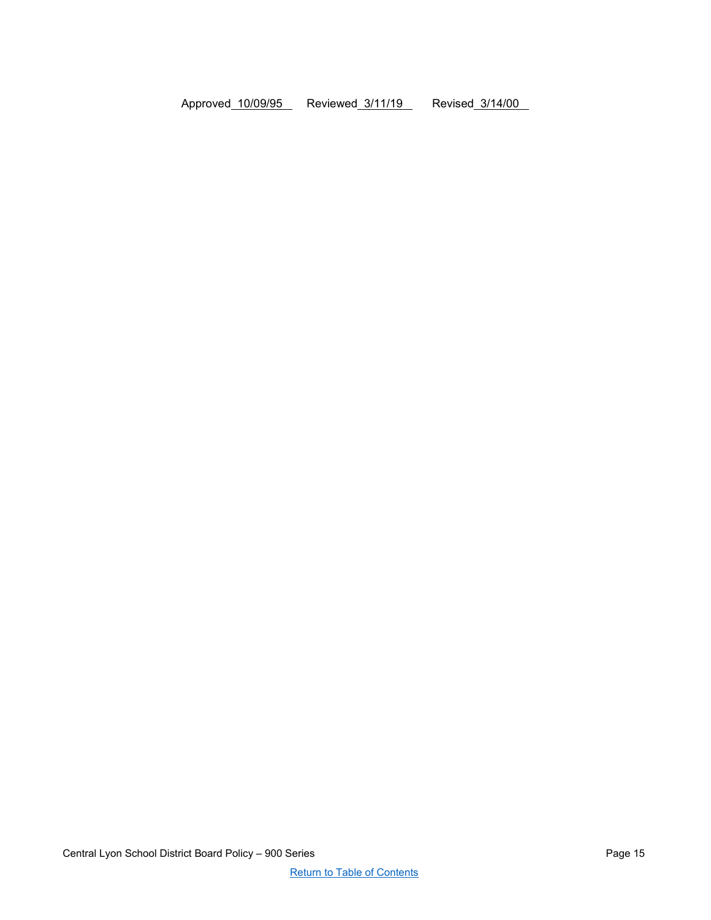Approved 10/09/95 Reviewed 3/11/19 Revised 3/14/00

[Return to Table of Contents]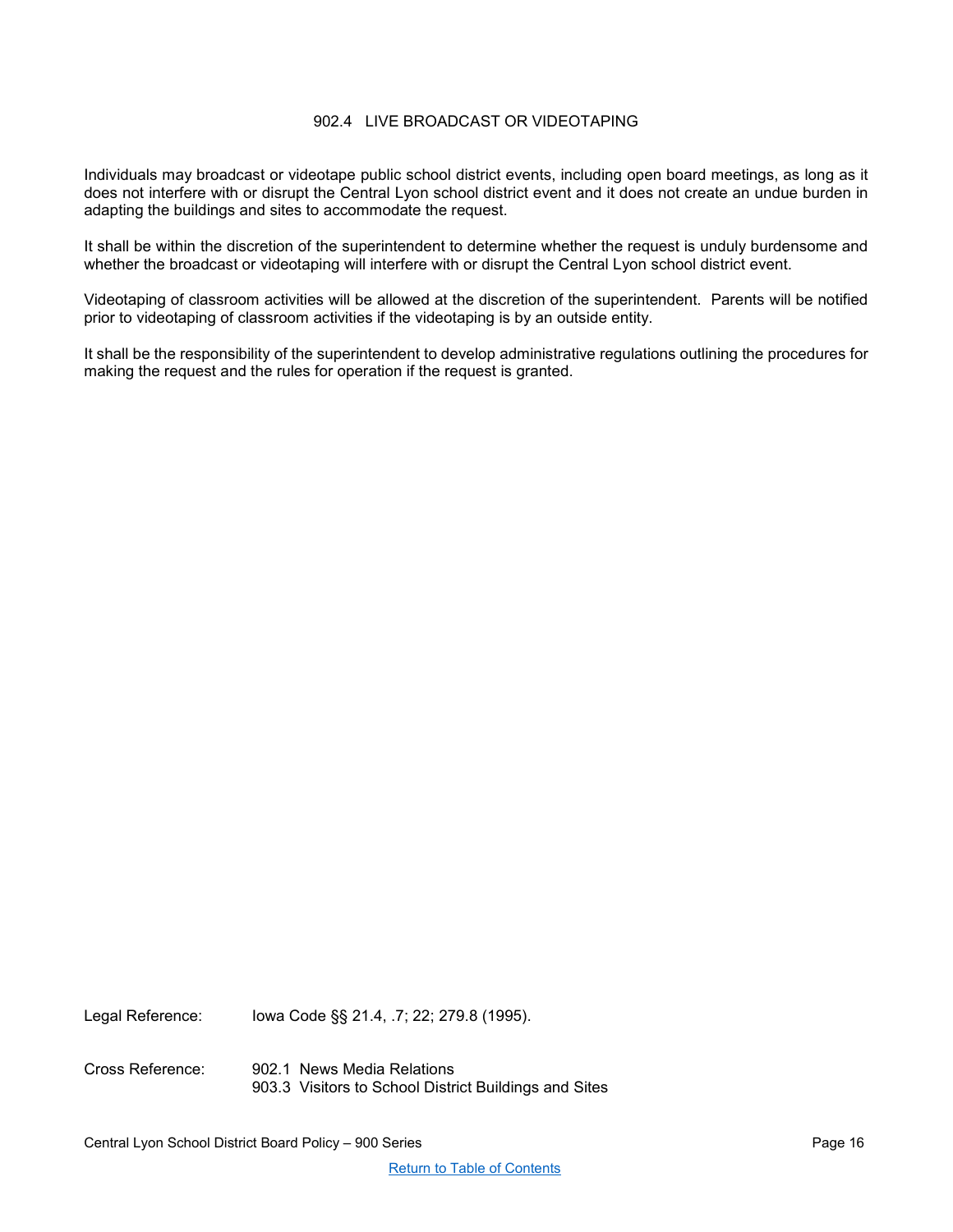# 902.4 LIVE BROADCAST OR VIDEOTAPING

Individuals may broadcast or videotape public school district events, including open board meetings, as long as it does not interfere with or disrupt the Central Lyon school district event and it does not create an undue burden in adapting the buildings and sites to accommodate the request.

It shall be within the discretion of the superintendent to determine whether the request is unduly burdensome and whether the broadcast or videotaping will interfere with or disrupt the Central Lyon school district event.

Videotaping of classroom activities will be allowed at the discretion of the superintendent. Parents will be notified prior to videotaping of classroom activities if the videotaping is by an outside entity.

It shall be the responsibility of the superintendent to develop administrative regulations outlining the procedures for making the request and the rules for operation if the request is granted.

Legal Reference: Iowa Code §§ 21.4, .7; 22; 279.8 (1995).

Cross Reference: 902.1 News Media Relations
903.3 Visitors to School District Buildings and Sites

[Return to Table of Contents]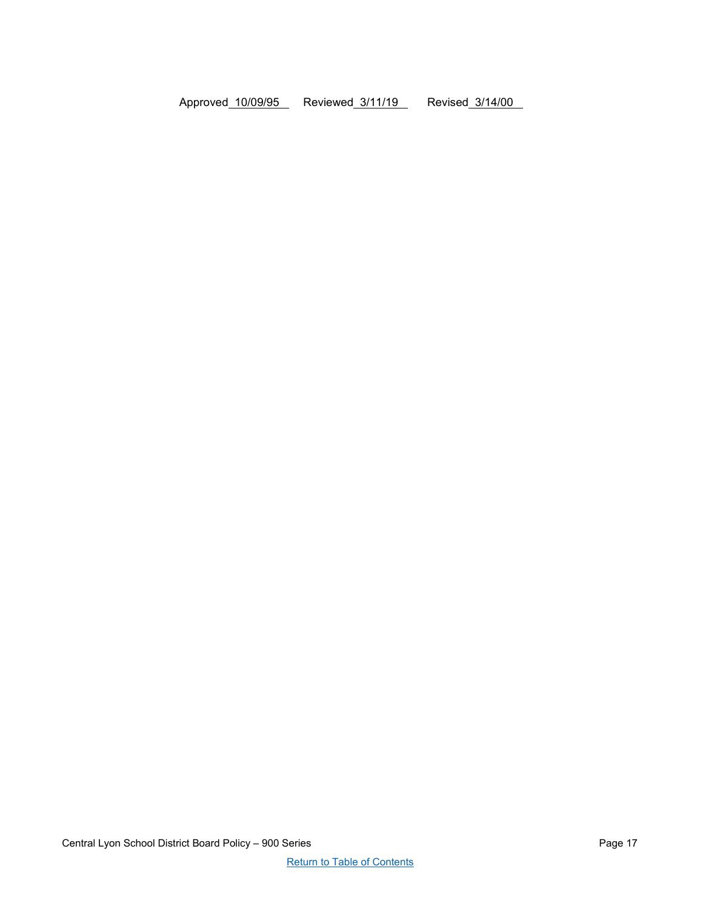Approved 10/09/95 Reviewed 3/11/19 Revised 3/14/00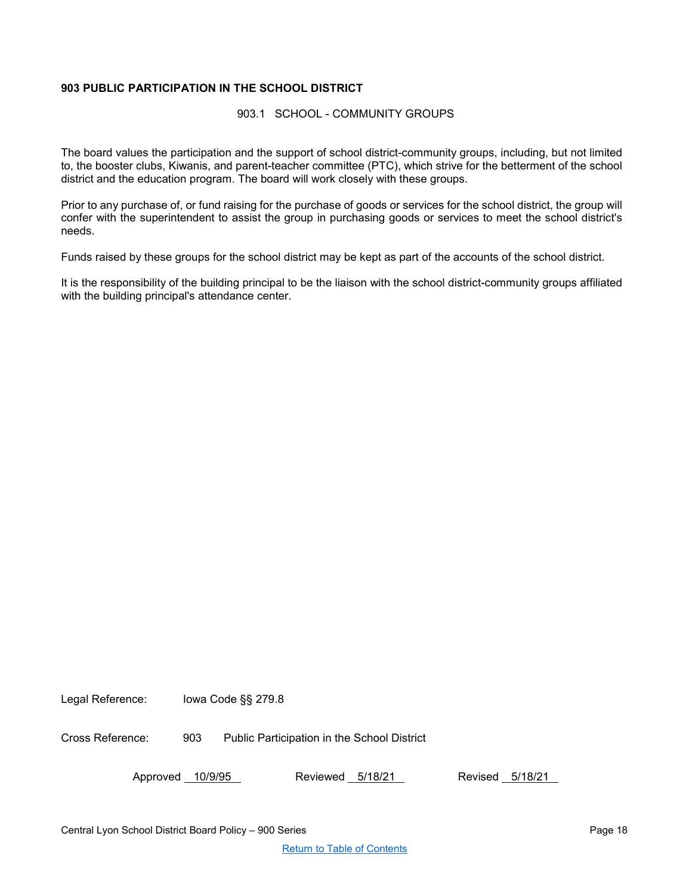**903 PUBLIC PARTICIPATION IN THE SCHOOL DISTRICT**

903.1 SCHOOL - COMMUNITY GROUPS

The board values the participation and the support of school district-community groups, including, but not limited to, the booster clubs, Kiwanis, and parent-teacher committee (PTC), which strive for the betterment of the school district and the education program. The board will work closely with these groups.

Prior to any purchase of, or fund raising for the purchase of goods or services for the school district, the group will confer with the superintendent to assist the group in purchasing goods or services to meet the school district's needs.

Funds raised by these groups for the school district may be kept as part of the accounts of the school district.

It is the responsibility of the building principal to be the liaison with the school district-community groups affiliated with the building principal's attendance center.

Legal Reference: Iowa Code §§ 279.8

Cross Reference: 903 Public Participation in the School District

Approved 10/9/95 Reviewed 5/18/21 Revised 5/18/21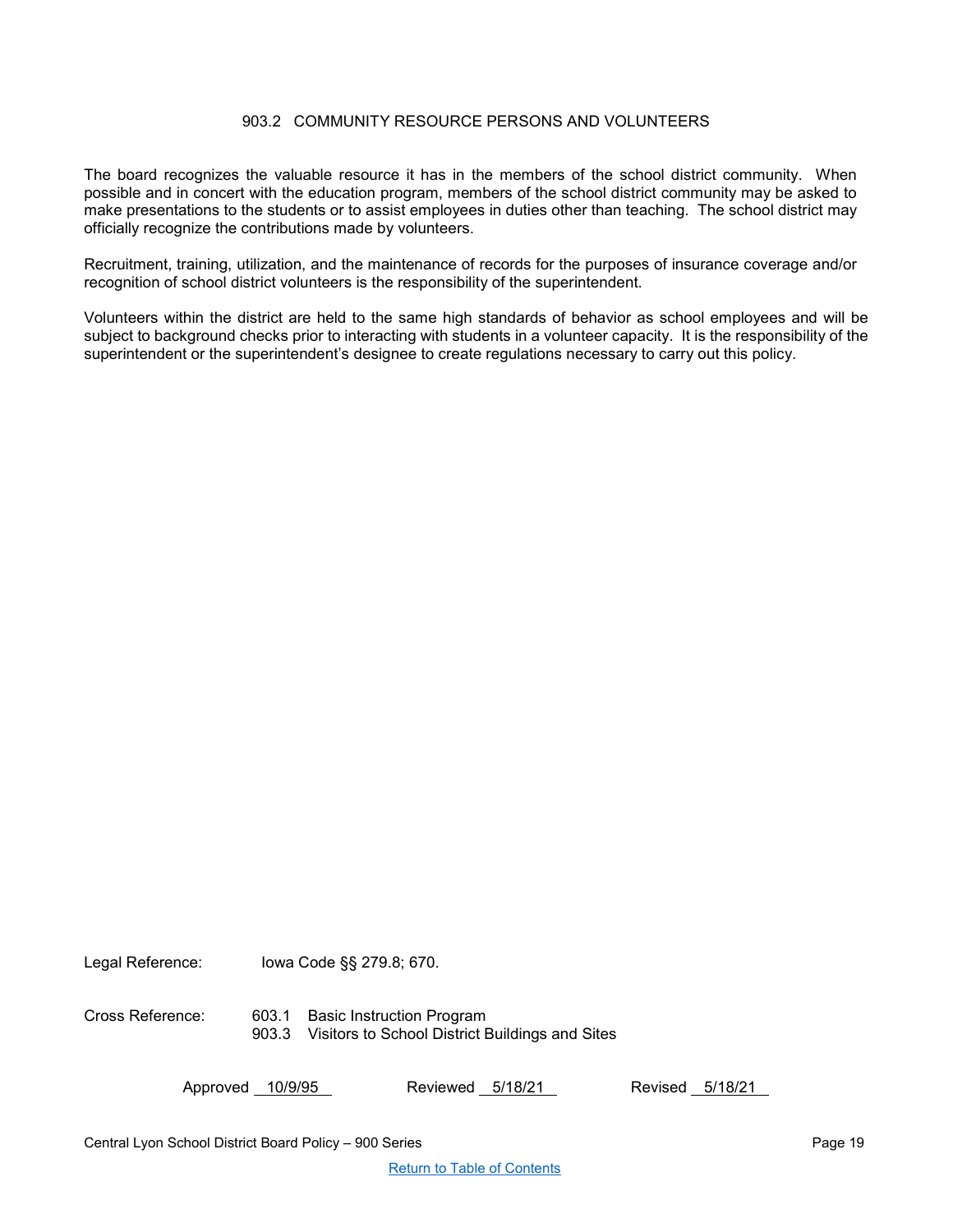# 903.2 COMMUNITY RESOURCE PERSONS AND VOLUNTEERS

The board recognizes the valuable resource it has in the members of the school district community. When possible and in concert with the education program, members of the school district community may be asked to make presentations to the students or to assist employees in duties other than teaching. The school district may officially recognize the contributions made by volunteers.

Recruitment, training, utilization, and the maintenance of records for the purposes of insurance coverage and/or recognition of school district volunteers is the responsibility of the superintendent.

Volunteers within the district are held to the same high standards of behavior as school employees and will be subject to background checks prior to interacting with students in a volunteer capacity. It is the responsibility of the superintendent or the superintendent's designee to create regulations necessary to carry out this policy.

Legal Reference: Iowa Code §§ 279.8; 670.

Cross Reference: 603.1 Basic Instruction Program
903.3 Visitors to School District Buildings and Sites

Approved 10/9/95 Reviewed 5/18/21 Revised 5/18/21

[Return to Table of Contents]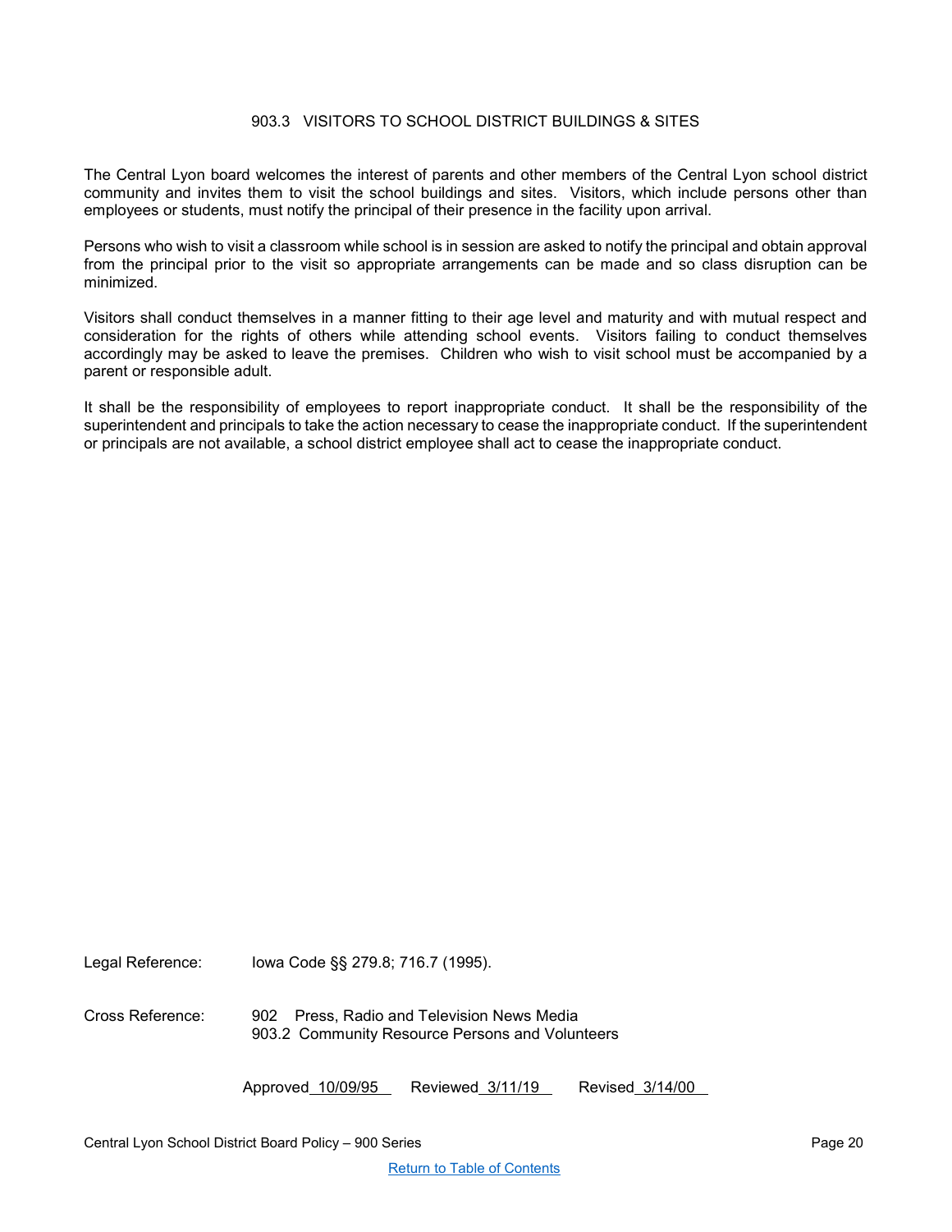## 903.3 VISITORS TO SCHOOL DISTRICT BUILDINGS & SITES

The Central Lyon board welcomes the interest of parents and other members of the Central Lyon school district community and invites them to visit the school buildings and sites. Visitors, which include persons other than employees or students, must notify the principal of their presence in the facility upon arrival.

Persons who wish to visit a classroom while school is in session are asked to notify the principal and obtain approval from the principal prior to the visit so appropriate arrangements can be made and so class disruption can be minimized.

Visitors shall conduct themselves in a manner fitting to their age level and maturity and with mutual respect and consideration for the rights of others while attending school events. Visitors failing to conduct themselves accordingly may be asked to leave the premises. Children who wish to visit school must be accompanied by a parent or responsible adult.

It shall be the responsibility of employees to report inappropriate conduct. It shall be the responsibility of the superintendent and principals to take the action necessary to cease the inappropriate conduct. If the superintendent or principals are not available, a school district employee shall act to cease the inappropriate conduct.

Legal Reference: Iowa Code §§ 279.8; 716.7 (1995).

Cross Reference: 902 Press, Radio and Television News Media
903.2 Community Resource Persons and Volunteers

Approved 10/09/95 Reviewed 3/11/19 Revised 3/14/00

Return to Table of Contents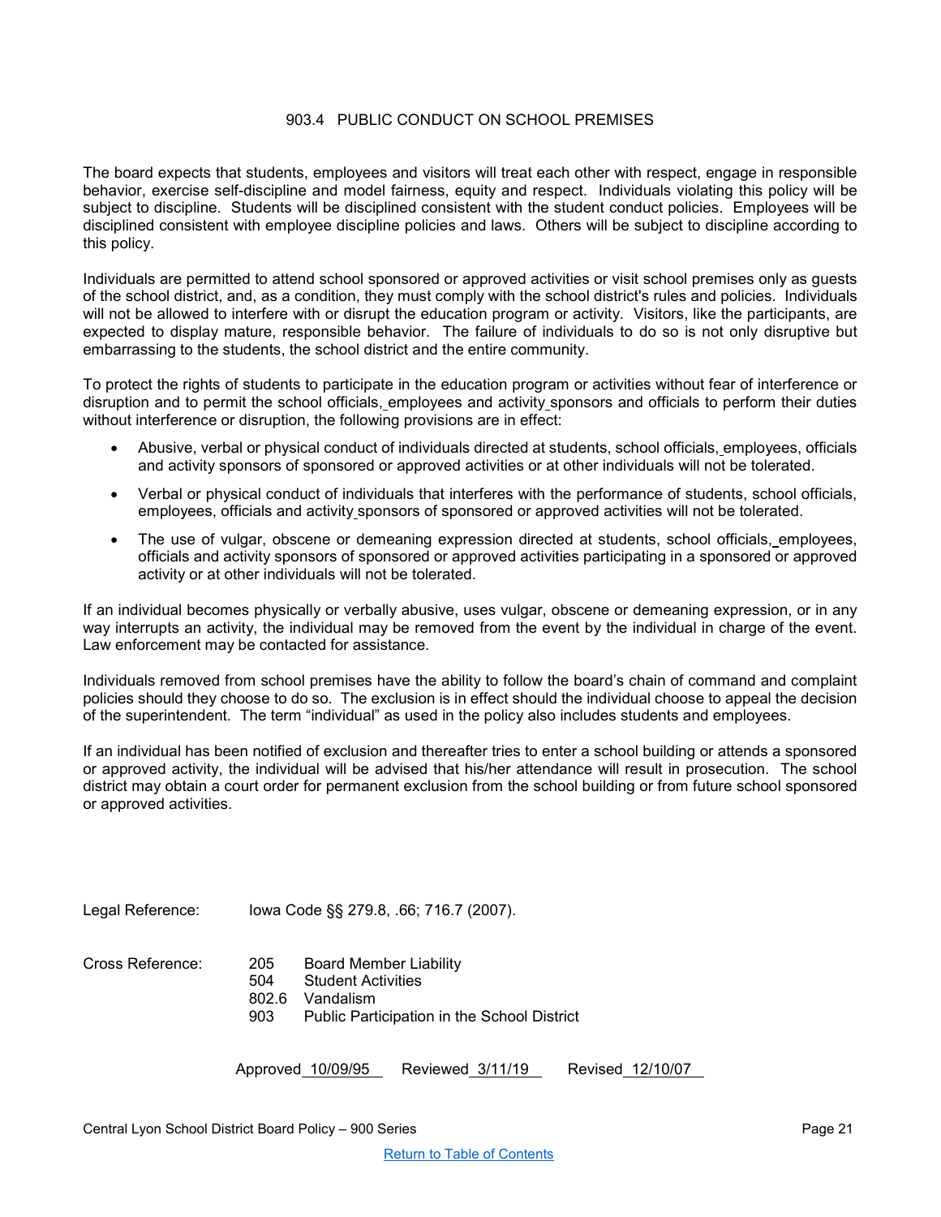# 903.4 PUBLIC CONDUCT ON SCHOOL PREMISES

The board expects that students, employees and visitors will treat each other with respect, engage in responsible behavior, exercise self-discipline and model fairness, equity and respect. Individuals violating this policy will be subject to discipline. Students will be disciplined consistent with the student conduct policies. Employees will be disciplined consistent with employee discipline policies and laws. Others will be subject to discipline according to this policy.

Individuals are permitted to attend school sponsored or approved activities or visit school premises only as guests of the school district, and, as a condition, they must comply with the school district's rules and policies. Individuals will not be allowed to interfere with or disrupt the education program or activity. Visitors, like the participants, are expected to display mature, responsible behavior. The failure of individuals to do so is not only disruptive but embarrassing to the students, the school district and the entire community.

To protect the rights of students to participate in the education program or activities without fear of interference or disruption and to permit the school officials, employees and activity sponsors and officials to perform their duties without interference or disruption, the following provisions are in effect:

- Abusive, verbal or physical conduct of individuals directed at students, school officials, employees, officials and activity sponsors of sponsored or approved activities or at other individuals will not be tolerated.
- Verbal or physical conduct of individuals that interferes with the performance of students, school officials, employees, officials and activity sponsors of sponsored or approved activities will not be tolerated.
- The use of vulgar, obscene or demeaning expression directed at students, school officials, employees, officials and activity sponsors of sponsored or approved activities participating in a sponsored or approved activity or at other individuals will not be tolerated.

If an individual becomes physically or verbally abusive, uses vulgar, obscene or demeaning expression, or in any way interrupts an activity, the individual may be removed from the event by the individual in charge of the event. Law enforcement may be contacted for assistance.

Individuals removed from school premises have the ability to follow the board's chain of command and complaint policies should they choose to do so. The exclusion is in effect should the individual choose to appeal the decision of the superintendent. The term "individual" as used in the policy also includes students and employees.

If an individual has been notified of exclusion and thereafter tries to enter a school building or attends a sponsored or approved activity, the individual will be advised that his/her attendance will result in prosecution. The school district may obtain a court order for permanent exclusion from the school building or from future school sponsored or approved activities.

Legal Reference: Iowa Code §§ 279.8, .66; 716.7 (2007).

Cross Reference:
- 205 Board Member Liability
- 504 Student Activities
- 802.6 Vandalism
- 903 Public Participation in the School District

Approved 10/09/95 Reviewed 3/11/19 Revised 12/10/07

Return to Table of Contents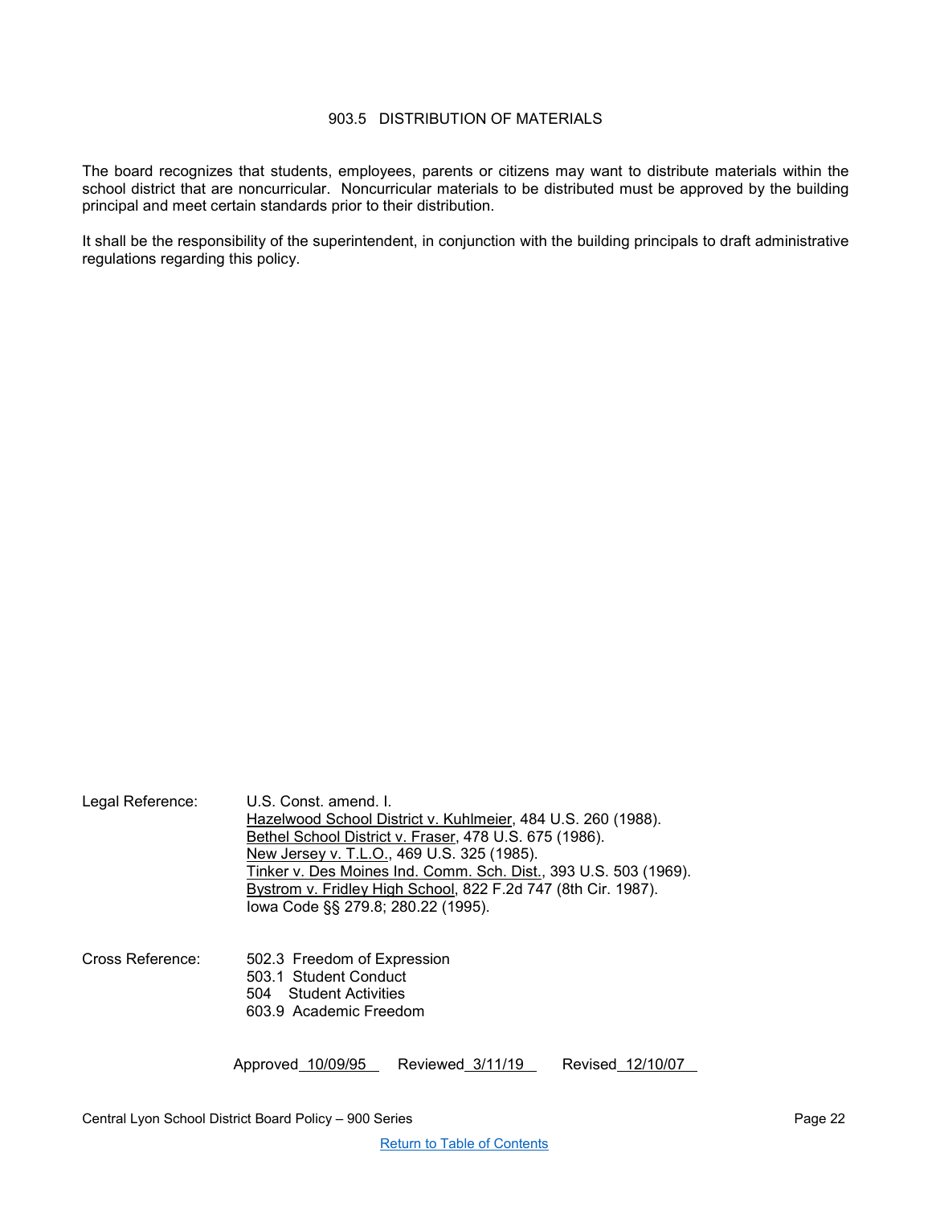# 903.5 DISTRIBUTION OF MATERIALS

The board recognizes that students, employees, parents or citizens may want to distribute materials within the school district that are noncurricular. Noncurricular materials to be distributed must be approved by the building principal and meet certain standards prior to their distribution.

It shall be the responsibility of the superintendent, in conjunction with the building principals to draft administrative regulations regarding this policy.

Legal Reference:
U.S. Const. amend. I.
Hazelwood School District v. Kuhlmeier, 484 U.S. 260 (1988).
Bethel School District v. Fraser, 478 U.S. 675 (1986).
New Jersey v. T.L.O., 469 U.S. 325 (1985).
Tinker v. Des Moines Ind. Comm. Sch. Dist., 393 U.S. 503 (1969).
Bystrom v. Fridley High School, 822 F.2d 747 (8th Cir. 1987).
Iowa Code §§ 279.8; 280.22 (1995).

Cross Reference:
502.3 Freedom of Expression
503.1 Student Conduct
504 Student Activities
603.9 Academic Freedom

Approved 10/09/95 Reviewed 3/11/19 Revised 12/10/07

Return to Table of Contents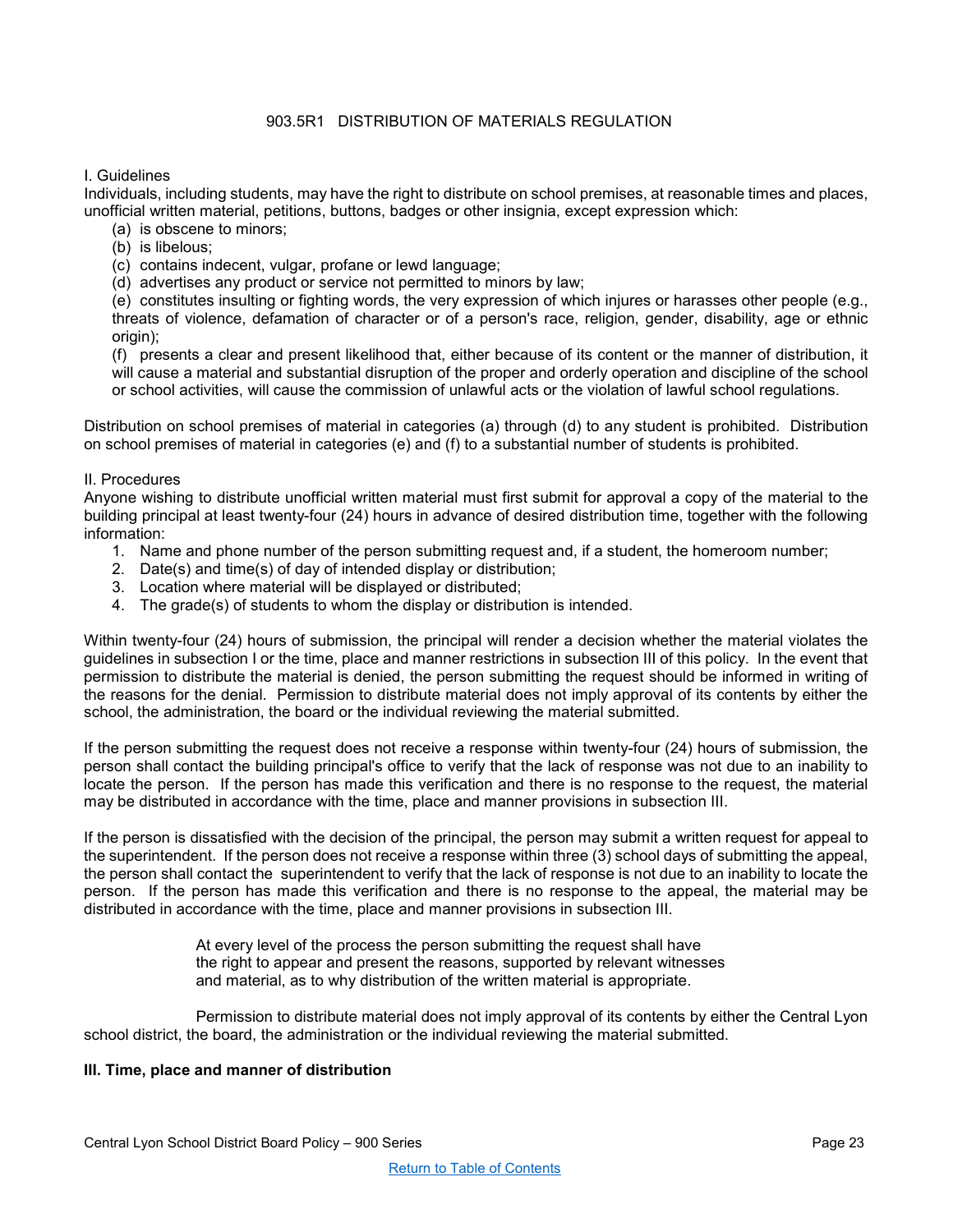# 903.5R1 DISTRIBUTION OF MATERIALS REGULATION

I. Guidelines

Individuals, including students, may have the right to distribute on school premises, at reasonable times and places, unofficial written material, petitions, buttons, badges or other insignia, except expression which:

(a) is obscene to minors;

(b) is libelous;

(c) contains indecent, vulgar, profane or lewd language;

(d) advertises any product or service not permitted to minors by law;

(e) constitutes insulting or fighting words, the very expression of which injures or harasses other people (e.g., threats of violence, defamation of character or of a person's race, religion, gender, disability, age or ethnic origin);

(f) presents a clear and present likelihood that, either because of its content or the manner of distribution, it will cause a material and substantial disruption of the proper and orderly operation and discipline of the school or school activities, will cause the commission of unlawful acts or the violation of lawful school regulations.

Distribution on school premises of material in categories (a) through (d) to any student is prohibited. Distribution on school premises of material in categories (e) and (f) to a substantial number of students is prohibited.

II. Procedures

Anyone wishing to distribute unofficial written material must first submit for approval a copy of the material to the building principal at least twenty-four (24) hours in advance of desired distribution time, together with the following information:

1. Name and phone number of the person submitting request and, if a student, the homeroom number;
2. Date(s) and time(s) of day of intended display or distribution;
3. Location where material will be displayed or distributed;
4. The grade(s) of students to whom the display or distribution is intended.

Within twenty-four (24) hours of submission, the principal will render a decision whether the material violates the guidelines in subsection I or the time, place and manner restrictions in subsection III of this policy. In the event that permission to distribute the material is denied, the person submitting the request should be informed in writing of the reasons for the denial. Permission to distribute material does not imply approval of its contents by either the school, the administration, the board or the individual reviewing the material submitted.

If the person submitting the request does not receive a response within twenty-four (24) hours of submission, the person shall contact the building principal's office to verify that the lack of response was not due to an inability to locate the person. If the person has made this verification and there is no response to the request, the material may be distributed in accordance with the time, place and manner provisions in subsection III.

If the person is dissatisfied with the decision of the principal, the person may submit a written request for appeal to the superintendent. If the person does not receive a response within three (3) school days of submitting the appeal, the person shall contact the superintendent to verify that the lack of response is not due to an inability to locate the person. If the person has made this verification and there is no response to the appeal, the material may be distributed in accordance with the time, place and manner provisions in subsection III.

At every level of the process the person submitting the request shall have the right to appear and present the reasons, supported by relevant witnesses and material, as to why distribution of the written material is appropriate.

Permission to distribute material does not imply approval of its contents by either the Central Lyon school district, the board, the administration or the individual reviewing the material submitted.

**III. Time, place and manner of distribution**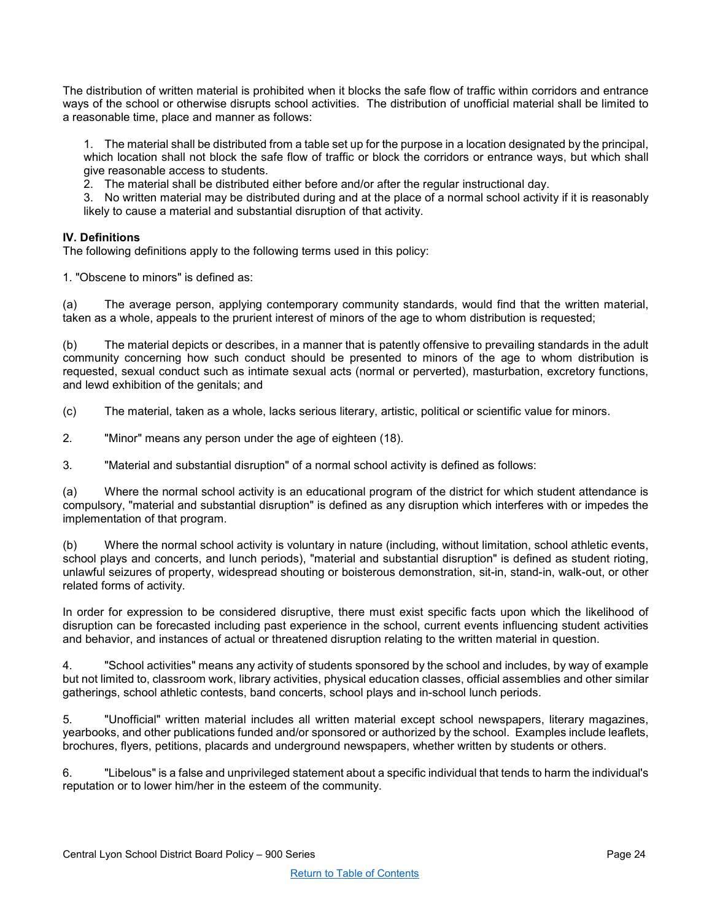The distribution of written material is prohibited when it blocks the safe flow of traffic within corridors and entrance ways of the school or otherwise disrupts school activities. The distribution of unofficial material shall be limited to a reasonable time, place and manner as follows:

1. The material shall be distributed from a table set up for the purpose in a location designated by the principal, which location shall not block the safe flow of traffic or block the corridors or entrance ways, but which shall give reasonable access to students.
2. The material shall be distributed either before and/or after the regular instructional day.
3. No written material may be distributed during and at the place of a normal school activity if it is reasonably likely to cause a material and substantial disruption of that activity.

**IV. Definitions**

The following definitions apply to the following terms used in this policy:

1. "Obscene to minors" is defined as:

(a) The average person, applying contemporary community standards, would find that the written material, taken as a whole, appeals to the prurient interest of minors of the age to whom distribution is requested;

(b) The material depicts or describes, in a manner that is patently offensive to prevailing standards in the adult community concerning how such conduct should be presented to minors of the age to whom distribution is requested, sexual conduct such as intimate sexual acts (normal or perverted), masturbation, excretory functions, and lewd exhibition of the genitals; and

(c) The material, taken as a whole, lacks serious literary, artistic, political or scientific value for minors.

2. "Minor" means any person under the age of eighteen (18).

3. "Material and substantial disruption" of a normal school activity is defined as follows:

(a) Where the normal school activity is an educational program of the district for which student attendance is compulsory, "material and substantial disruption" is defined as any disruption which interferes with or impedes the implementation of that program.

(b) Where the normal school activity is voluntary in nature (including, without limitation, school athletic events, school plays and concerts, and lunch periods), "material and substantial disruption" is defined as student rioting, unlawful seizures of property, widespread shouting or boisterous demonstration, sit-in, stand-in, walk-out, or other related forms of activity.

In order for expression to be considered disruptive, there must exist specific facts upon which the likelihood of disruption can be forecasted including past experience in the school, current events influencing student activities and behavior, and instances of actual or threatened disruption relating to the written material in question.

4. "School activities" means any activity of students sponsored by the school and includes, by way of example but not limited to, classroom work, library activities, physical education classes, official assemblies and other similar gatherings, school athletic contests, band concerts, school plays and in-school lunch periods.

5. "Unofficial" written material includes all written material except school newspapers, literary magazines, yearbooks, and other publications funded and/or sponsored or authorized by the school. Examples include leaflets, brochures, flyers, petitions, placards and underground newspapers, whether written by students or others.

6. "Libelous" is a false and unprivileged statement about a specific individual that tends to harm the individual's reputation or to lower him/her in the esteem of the community.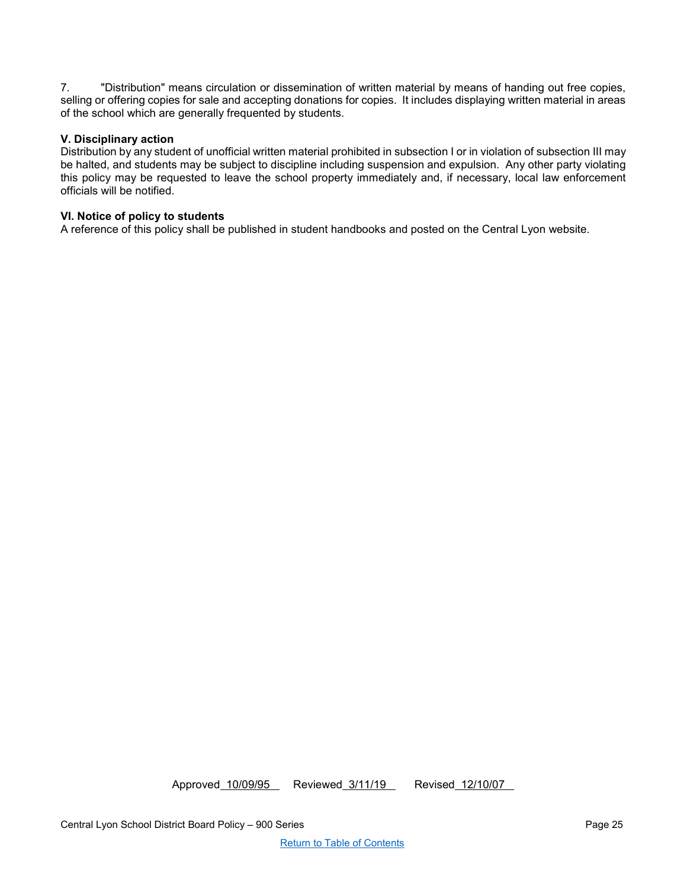7. "Distribution" means circulation or dissemination of written material by means of handing out free copies, selling or offering copies for sale and accepting donations for copies. It includes displaying written material in areas of the school which are generally frequented by students.

**V. Disciplinary action**

Distribution by any student of unofficial written material prohibited in subsection I or in violation of subsection III may be halted, and students may be subject to discipline including suspension and expulsion. Any other party violating this policy may be requested to leave the school property immediately and, if necessary, local law enforcement officials will be notified.

**VI. Notice of policy to students**

A reference of this policy shall be published in student handbooks and posted on the Central Lyon website.

Approved 10/09/95 Reviewed 3/11/19 Revised 12/10/07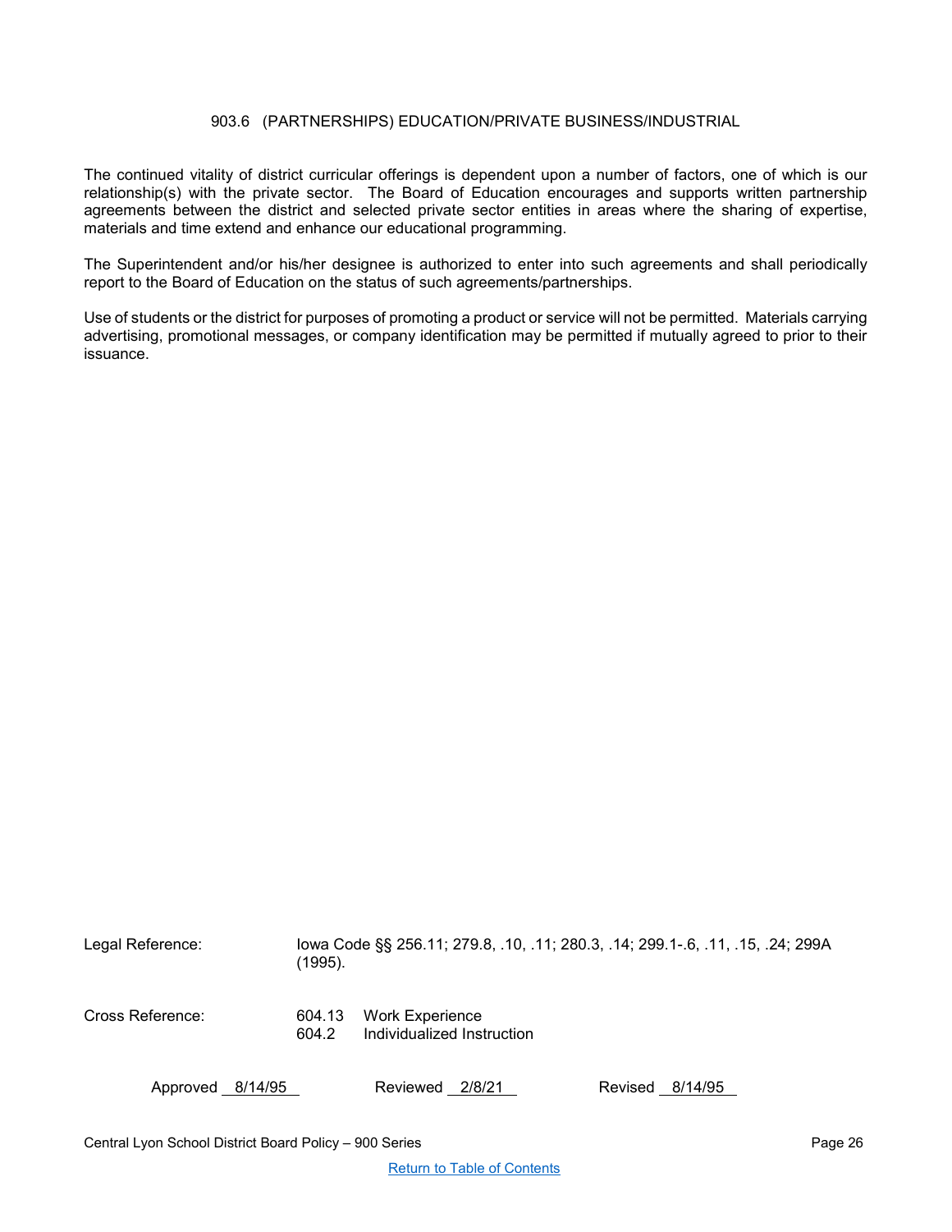## 903.6 (PARTNERSHIPS) EDUCATION/PRIVATE BUSINESS/INDUSTRIAL

The continued vitality of district curricular offerings is dependent upon a number of factors, one of which is our relationship(s) with the private sector. The Board of Education encourages and supports written partnership agreements between the district and selected private sector entities in areas where the sharing of expertise, materials and time extend and enhance our educational programming.

The Superintendent and/or his/her designee is authorized to enter into such agreements and shall periodically report to the Board of Education on the status of such agreements/partnerships.

Use of students or the district for purposes of promoting a product or service will not be permitted. Materials carrying advertising, promotional messages, or company identification may be permitted if mutually agreed to prior to their issuance.

Legal Reference: Iowa Code §§ 256.11; 279.8, .10, .11; 280.3, .14; 299.1-.6, .11, .15, .24; 299A (1995).

Cross Reference:
604.13 Work Experience
604.2 Individualized Instruction

Approved 8/14/95 Reviewed 2/8/21 Revised 8/14/95

Return to Table of Contents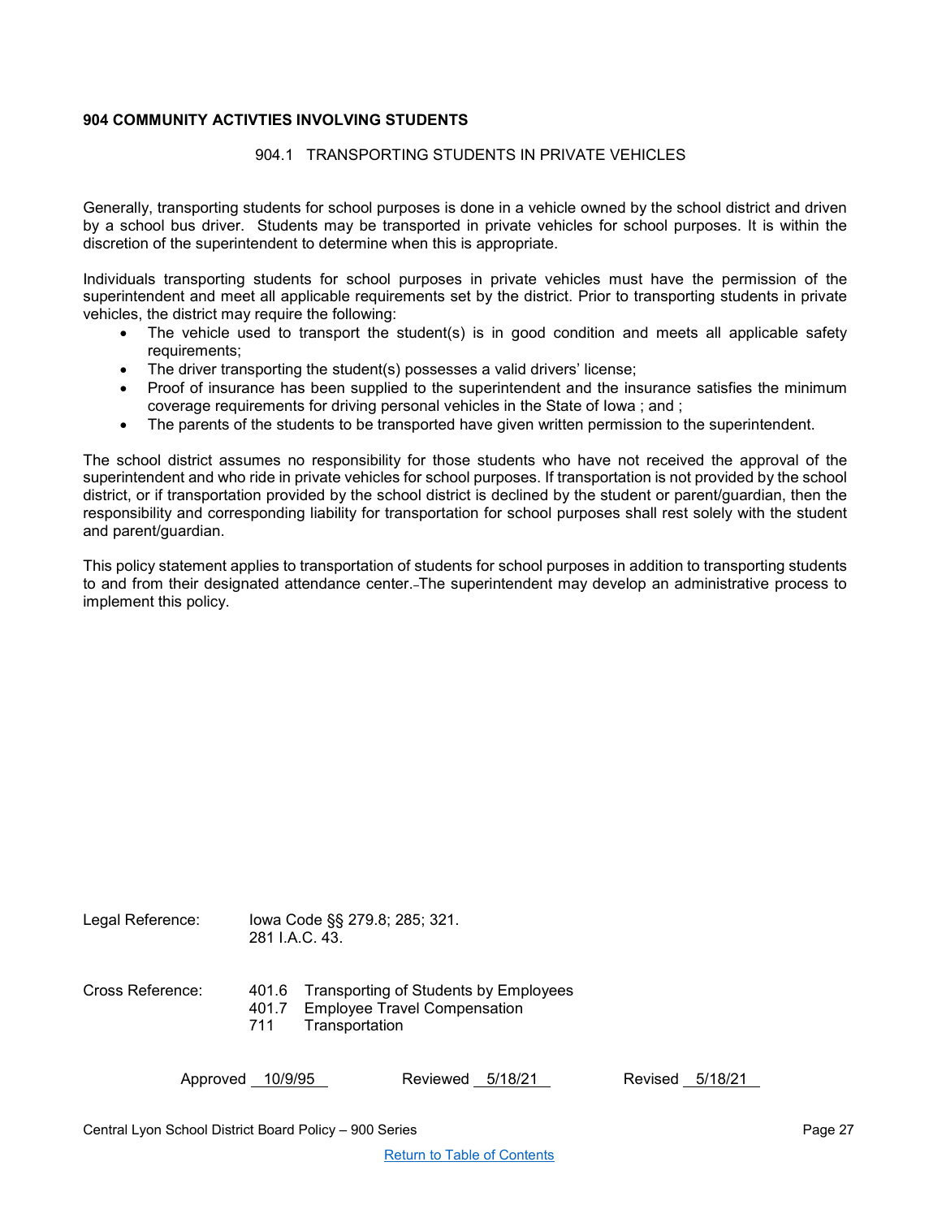## 904 COMMUNITY ACTIVTIES INVOLVING STUDENTS

### 904.1 TRANSPORTING STUDENTS IN PRIVATE VEHICLES

Generally, transporting students for school purposes is done in a vehicle owned by the school district and driven by a school bus driver. Students may be transported in private vehicles for school purposes. It is within the discretion of the superintendent to determine when this is appropriate.

Individuals transporting students for school purposes in private vehicles must have the permission of the superintendent and meet all applicable requirements set by the district. Prior to transporting students in private vehicles, the district may require the following:

- The vehicle used to transport the student(s) is in good condition and meets all applicable safety requirements;
- The driver transporting the student(s) possesses a valid drivers' license;
- Proof of insurance has been supplied to the superintendent and the insurance satisfies the minimum coverage requirements for driving personal vehicles in the State of Iowa ; and ;
- The parents of the students to be transported have given written permission to the superintendent.

The school district assumes no responsibility for those students who have not received the approval of the superintendent and who ride in private vehicles for school purposes. If transportation is not provided by the school district, or if transportation provided by the school district is declined by the student or parent/guardian, then the responsibility and corresponding liability for transportation for school purposes shall rest solely with the student and parent/guardian.

This policy statement applies to transportation of students for school purposes in addition to transporting students to and from their designated attendance center. The superintendent may develop an administrative process to implement this policy.

Legal Reference: Iowa Code §§ 279.8; 285; 321.
281 I.A.C. 43.

Cross Reference:
401.6 Transporting of Students by Employees
401.7 Employee Travel Compensation
711 Transportation

Approved 10/9/95 Reviewed 5/18/21 Revised 5/18/21

Return to Table of Contents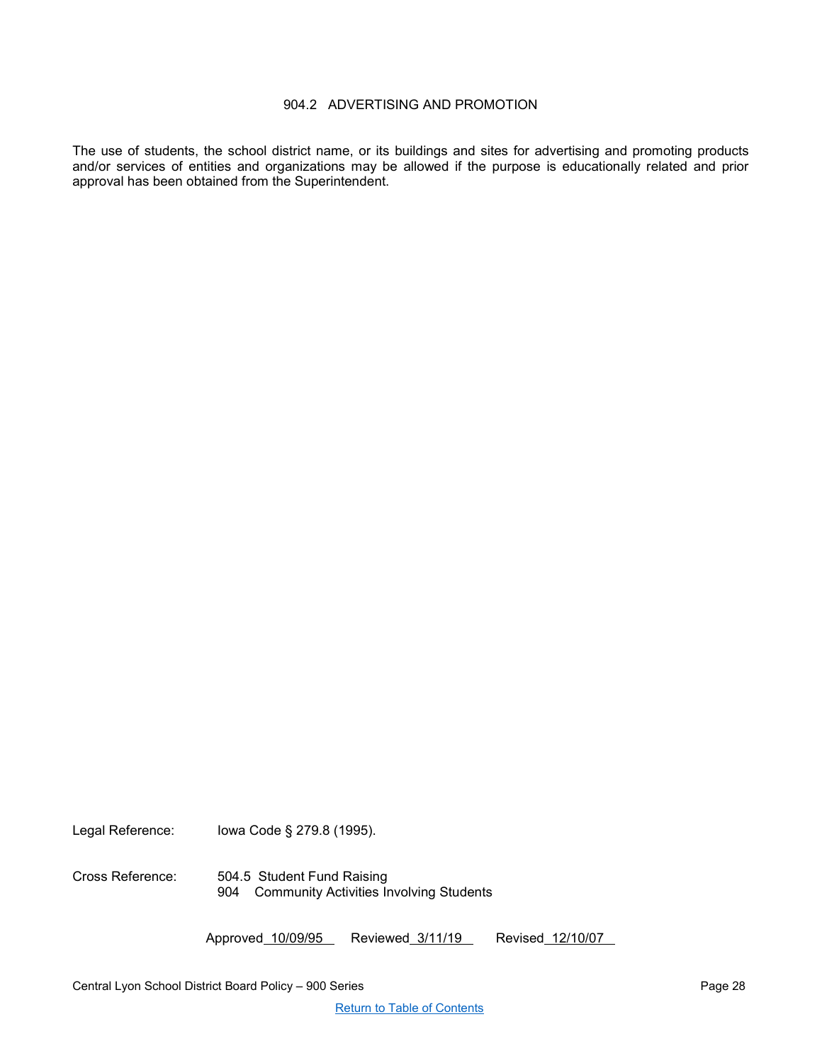# 904.2 ADVERTISING AND PROMOTION

The use of students, the school district name, or its buildings and sites for advertising and promoting products and/or services of entities and organizations may be allowed if the purpose is educationally related and prior approval has been obtained from the Superintendent.

Legal Reference: Iowa Code § 279.8 (1995).

Cross Reference: 504.5 Student Fund Raising
904 Community Activities Involving Students

Approved 10/09/95 Reviewed 3/11/19 Revised 12/10/07

Return to Table of Contents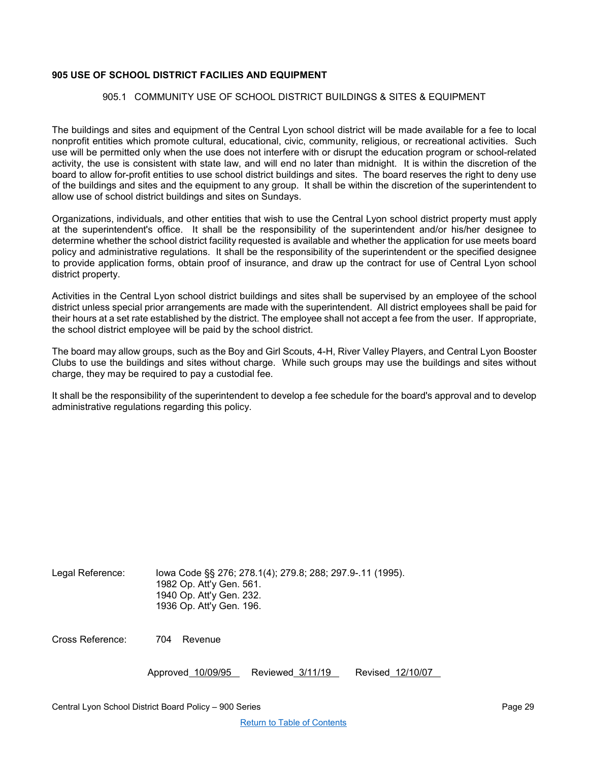# 905 USE OF SCHOOL DISTRICT FACILIES AND EQUIPMENT

## 905.1 COMMUNITY USE OF SCHOOL DISTRICT BUILDINGS & SITES & EQUIPMENT

The buildings and sites and equipment of the Central Lyon school district will be made available for a fee to local nonprofit entities which promote cultural, educational, civic, community, religious, or recreational activities. Such use will be permitted only when the use does not interfere with or disrupt the education program or school-related activity, the use is consistent with state law, and will end no later than midnight. It is within the discretion of the board to allow for-profit entities to use school district buildings and sites. The board reserves the right to deny use of the buildings and sites and the equipment to any group. It shall be within the discretion of the superintendent to allow use of school district buildings and sites on Sundays.

Organizations, individuals, and other entities that wish to use the Central Lyon school district property must apply at the superintendent's office. It shall be the responsibility of the superintendent and/or his/her designee to determine whether the school district facility requested is available and whether the application for use meets board policy and administrative regulations. It shall be the responsibility of the superintendent or the specified designee to provide application forms, obtain proof of insurance, and draw up the contract for use of Central Lyon school district property.

Activities in the Central Lyon school district buildings and sites shall be supervised by an employee of the school district unless special prior arrangements are made with the superintendent. All district employees shall be paid for their hours at a set rate established by the district. The employee shall not accept a fee from the user. If appropriate, the school district employee will be paid by the school district.

The board may allow groups, such as the Boy and Girl Scouts, 4-H, River Valley Players, and Central Lyon Booster Clubs to use the buildings and sites without charge. While such groups may use the buildings and sites without charge, they may be required to pay a custodial fee.

It shall be the responsibility of the superintendent to develop a fee schedule for the board's approval and to develop administrative regulations regarding this policy.

Legal Reference: Iowa Code §§ 276; 278.1(4); 279.8; 288; 297.9-.11 (1995).
1982 Op. Att'y Gen. 561.
1940 Op. Att'y Gen. 232.
1936 Op. Att'y Gen. 196.

Cross Reference: 704 Revenue

Approved 10/09/95 Reviewed 3/11/19 Revised 12/10/07

Return to Table of Contents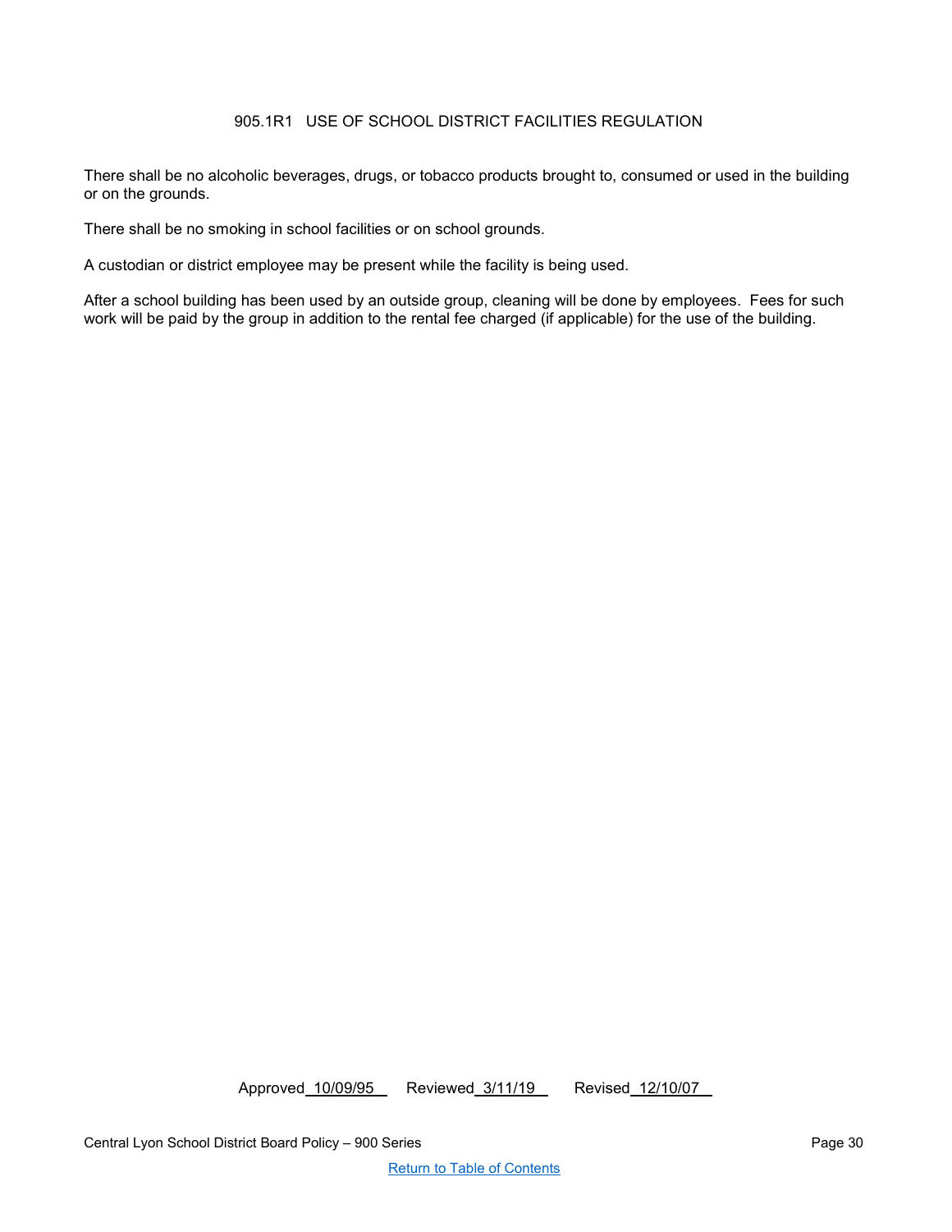## 905.1R1 USE OF SCHOOL DISTRICT FACILITIES REGULATION

There shall be no alcoholic beverages, drugs, or tobacco products brought to, consumed or used in the building or on the grounds.

There shall be no smoking in school facilities or on school grounds.

A custodian or district employee may be present while the facility is being used.

After a school building has been used by an outside group, cleaning will be done by employees. Fees for such work will be paid by the group in addition to the rental fee charged (if applicable) for the use of the building.

Approved 10/09/95 Reviewed 3/11/19 Revised 12/10/07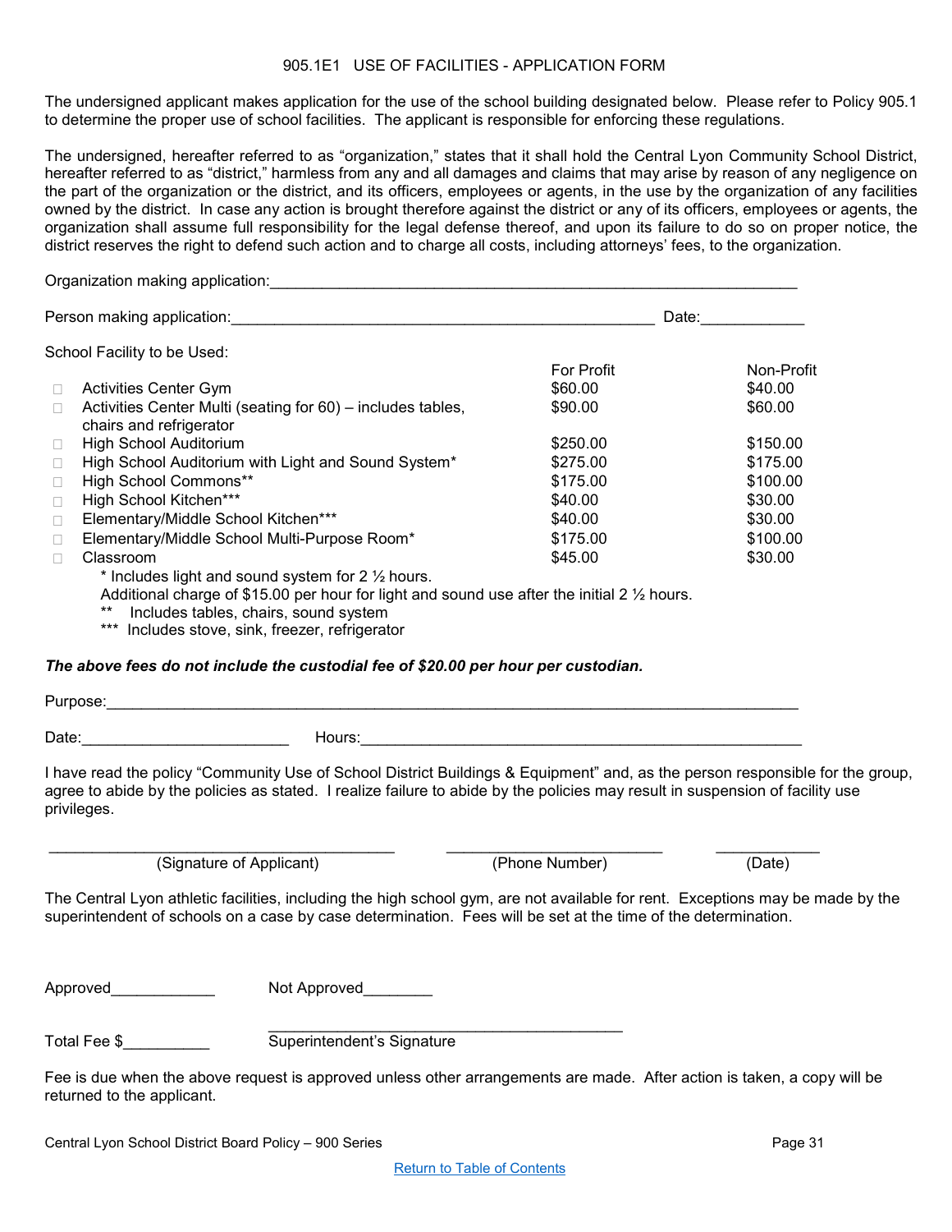# 905.1E1 USE OF FACILITIES - APPLICATION FORM

The undersigned applicant makes application for the use of the school building designated below. Please refer to Policy 905.1 to determine the proper use of school facilities. The applicant is responsible for enforcing these regulations.

The undersigned, hereafter referred to as "organization," states that it shall hold the Central Lyon Community School District, hereafter referred to as "district," harmless from any and all damages and claims that may arise by reason of any negligence on the part of the organization or the district, and its officers, employees or agents, in the use by the organization of any facilities owned by the district. In case any action is brought therefore against the district or any of its officers, employees or agents, the organization shall assume full responsibility for the legal defense thereof, and upon its failure to do so on proper notice, the district reserves the right to defend such action and to charge all costs, including attorneys' fees, to the organization.

Organization making application:_______________________________________________________________

Person making application:__________________________________________________ Date:____________

School Facility to be Used:

| | | For Profit | Non-Profit |
|---|---|---|---|
| ☐ | Activities Center Gym | $60.00 | $40.00 |
| ☐ | Activities Center Multi (seating for 60) – includes tables, chairs and refrigerator | $90.00 | $60.00 |
| ☐ | High School Auditorium | $250.00 | $150.00 |
| ☐ | High School Auditorium with Light and Sound System* | $275.00 | $175.00 |
| ☐ | High School Commons** | $175.00 | $100.00 |
| ☐ | High School Kitchen*** | $40.00 | $30.00 |
| ☐ | Elementary/Middle School Kitchen*** | $40.00 | $30.00 |
| ☐ | Elementary/Middle School Multi-Purpose Room* | $175.00 | $100.00 |
| ☐ | Classroom | $45.00 | $30.00 |

\* Includes light and sound system for 2 ½ hours.
Additional charge of $15.00 per hour for light and sound use after the initial 2 ½ hours.
\*\* Includes tables, chairs, sound system
\*\*\* Includes stove, sink, freezer, refrigerator

***The above fees do not include the custodial fee of $20.00 per hour per custodian.***

Purpose:____________________________________________________________________________________

Date:________________________ Hours:_____________________________________________________

I have read the policy "Community Use of School District Buildings & Equipment" and, as the person responsible for the group, agree to abide by the policies as stated. I realize failure to abide by the policies may result in suspension of facility use privileges.

_________________________________________ _________________________ ____________
(Signature of Applicant) (Phone Number) (Date)

The Central Lyon athletic facilities, including the high school gym, are not available for rent. Exceptions may be made by the superintendent of schools on a case by case determination. Fees will be set at the time of the determination.

Approved____________ Not Approved________

Total Fee $__________ __________________________________________
Superintendent's Signature

Fee is due when the above request is approved unless other arrangements are made. After action is taken, a copy will be returned to the applicant.

Return to Table of Contents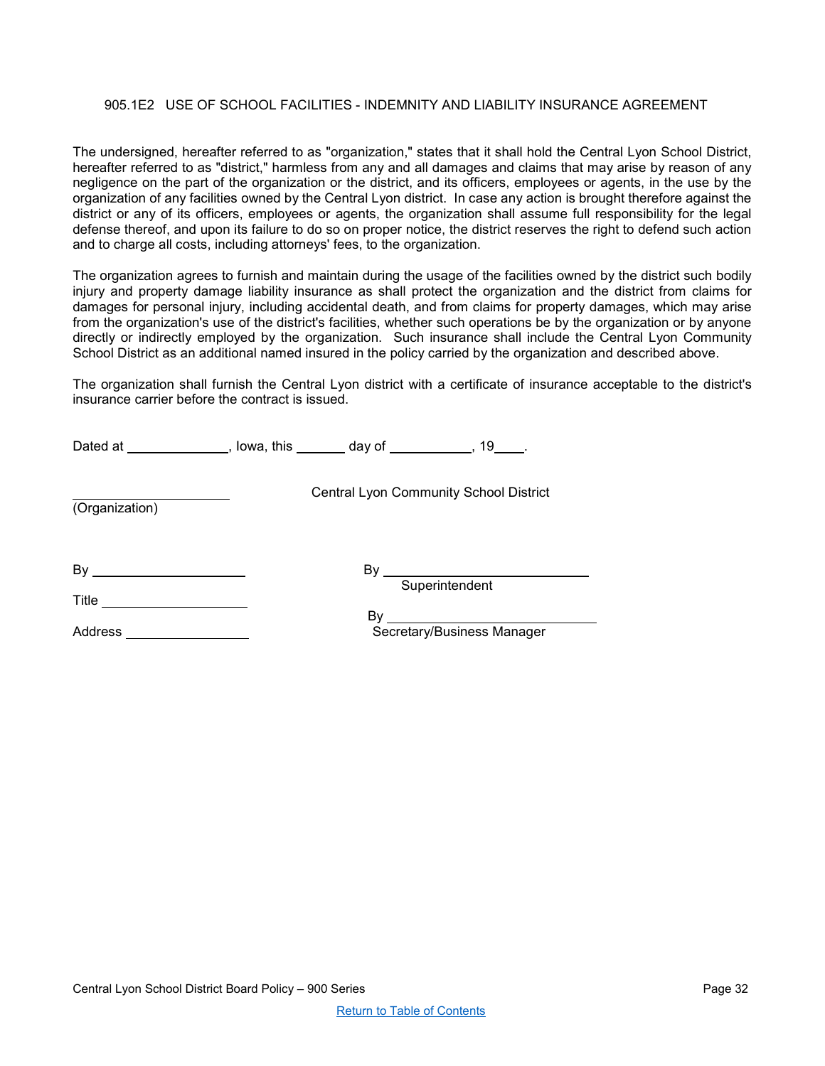## 905.1E2 USE OF SCHOOL FACILITIES - INDEMNITY AND LIABILITY INSURANCE AGREEMENT

The undersigned, hereafter referred to as "organization," states that it shall hold the Central Lyon School District, hereafter referred to as "district," harmless from any and all damages and claims that may arise by reason of any negligence on the part of the organization or the district, and its officers, employees or agents, in the use by the organization of any facilities owned by the Central Lyon district. In case any action is brought therefore against the district or any of its officers, employees or agents, the organization shall assume full responsibility for the legal defense thereof, and upon its failure to do so on proper notice, the district reserves the right to defend such action and to charge all costs, including attorneys' fees, to the organization.

The organization agrees to furnish and maintain during the usage of the facilities owned by the district such bodily injury and property damage liability insurance as shall protect the organization and the district from claims for damages for personal injury, including accidental death, and from claims for property damages, which may arise from the organization's use of the district's facilities, whether such operations be by the organization or by anyone directly or indirectly employed by the organization. Such insurance shall include the Central Lyon Community School District as an additional named insured in the policy carried by the organization and described above.

The organization shall furnish the Central Lyon district with a certificate of insurance acceptable to the district's insurance carrier before the contract is issued.

Dated at _______________, Iowa, this _______ day of ____________, 19____.

_______________________
(Organization)

Central Lyon Community School District

By _____________________

Title ____________________

Address _________________

By ____________________________
Superintendent

By ____________________________
Secretary/Business Manager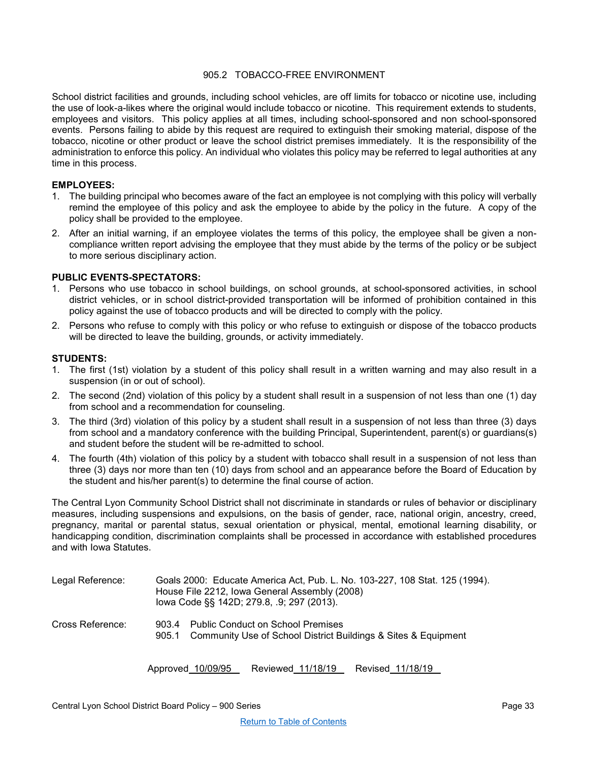# 905.2 TOBACCO-FREE ENVIRONMENT

School district facilities and grounds, including school vehicles, are off limits for tobacco or nicotine use, including the use of look-a-likes where the original would include tobacco or nicotine. This requirement extends to students, employees and visitors. This policy applies at all times, including school-sponsored and non school-sponsored events. Persons failing to abide by this request are required to extinguish their smoking material, dispose of the tobacco, nicotine or other product or leave the school district premises immediately. It is the responsibility of the administration to enforce this policy. An individual who violates this policy may be referred to legal authorities at any time in this process.

**EMPLOYEES:**

1. The building principal who becomes aware of the fact an employee is not complying with this policy will verbally remind the employee of this policy and ask the employee to abide by the policy in the future. A copy of the policy shall be provided to the employee.
2. After an initial warning, if an employee violates the terms of this policy, the employee shall be given a non-compliance written report advising the employee that they must abide by the terms of the policy or be subject to more serious disciplinary action.

**PUBLIC EVENTS-SPECTATORS:**

1. Persons who use tobacco in school buildings, on school grounds, at school-sponsored activities, in school district vehicles, or in school district-provided transportation will be informed of prohibition contained in this policy against the use of tobacco products and will be directed to comply with the policy.
2. Persons who refuse to comply with this policy or who refuse to extinguish or dispose of the tobacco products will be directed to leave the building, grounds, or activity immediately.

**STUDENTS:**

1. The first (1st) violation by a student of this policy shall result in a written warning and may also result in a suspension (in or out of school).
2. The second (2nd) violation of this policy by a student shall result in a suspension of not less than one (1) day from school and a recommendation for counseling.
3. The third (3rd) violation of this policy by a student shall result in a suspension of not less than three (3) days from school and a mandatory conference with the building Principal, Superintendent, parent(s) or guardians(s) and student before the student will be re-admitted to school.
4. The fourth (4th) violation of this policy by a student with tobacco shall result in a suspension of not less than three (3) days nor more than ten (10) days from school and an appearance before the Board of Education by the student and his/her parent(s) to determine the final course of action.

The Central Lyon Community School District shall not discriminate in standards or rules of behavior or disciplinary measures, including suspensions and expulsions, on the basis of gender, race, national origin, ancestry, creed, pregnancy, marital or parental status, sexual orientation or physical, mental, emotional learning disability, or handicapping condition, discrimination complaints shall be processed in accordance with established procedures and with Iowa Statutes.

Legal Reference: Goals 2000: Educate America Act, Pub. L. No. 103-227, 108 Stat. 125 (1994).
House File 2212, Iowa General Assembly (2008)
Iowa Code §§ 142D; 279.8, .9; 297 (2013).

Cross Reference: 903.4 Public Conduct on School Premises
905.1 Community Use of School District Buildings & Sites & Equipment

Approved 10/09/95 Reviewed 11/18/19 Revised 11/18/19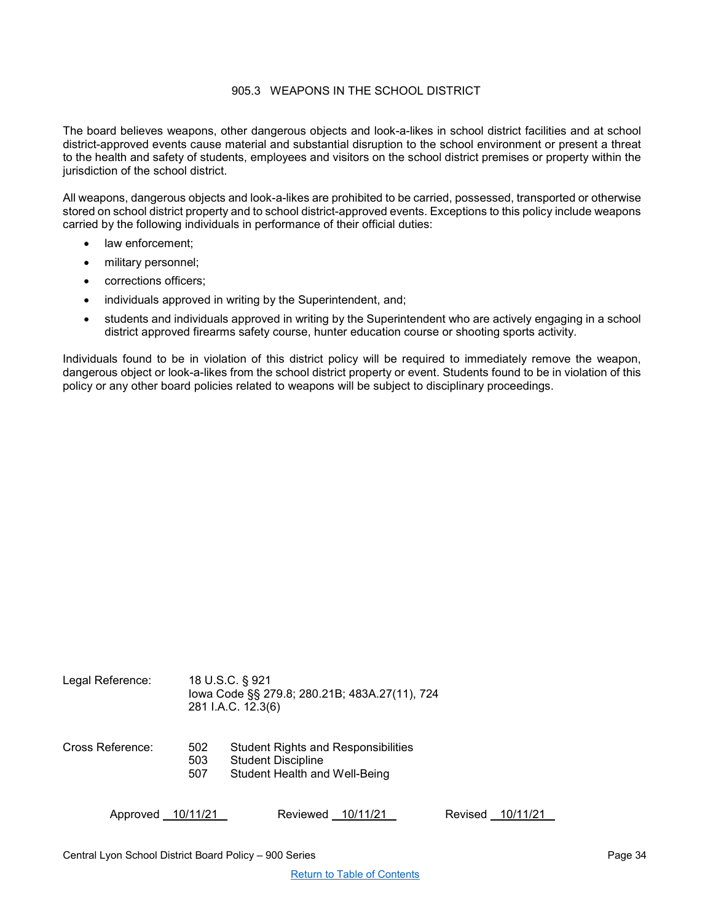# 905.3 WEAPONS IN THE SCHOOL DISTRICT

The board believes weapons, other dangerous objects and look-a-likes in school district facilities and at school district-approved events cause material and substantial disruption to the school environment or present a threat to the health and safety of students, employees and visitors on the school district premises or property within the jurisdiction of the school district.

All weapons, dangerous objects and look-a-likes are prohibited to be carried, possessed, transported or otherwise stored on school district property and to school district-approved events. Exceptions to this policy include weapons carried by the following individuals in performance of their official duties:

- law enforcement;
- military personnel;
- corrections officers;
- individuals approved in writing by the Superintendent, and;
- students and individuals approved in writing by the Superintendent who are actively engaging in a school district approved firearms safety course, hunter education course or shooting sports activity.

Individuals found to be in violation of this district policy will be required to immediately remove the weapon, dangerous object or look-a-likes from the school district property or event. Students found to be in violation of this policy or any other board policies related to weapons will be subject to disciplinary proceedings.

Legal Reference: 18 U.S.C. § 921
Iowa Code §§ 279.8; 280.21B; 483A.27(11), 724
281 I.A.C. 12.3(6)

Cross Reference:
502 Student Rights and Responsibilities
503 Student Discipline
507 Student Health and Well-Being

Approved 10/11/21 Reviewed 10/11/21 Revised 10/11/21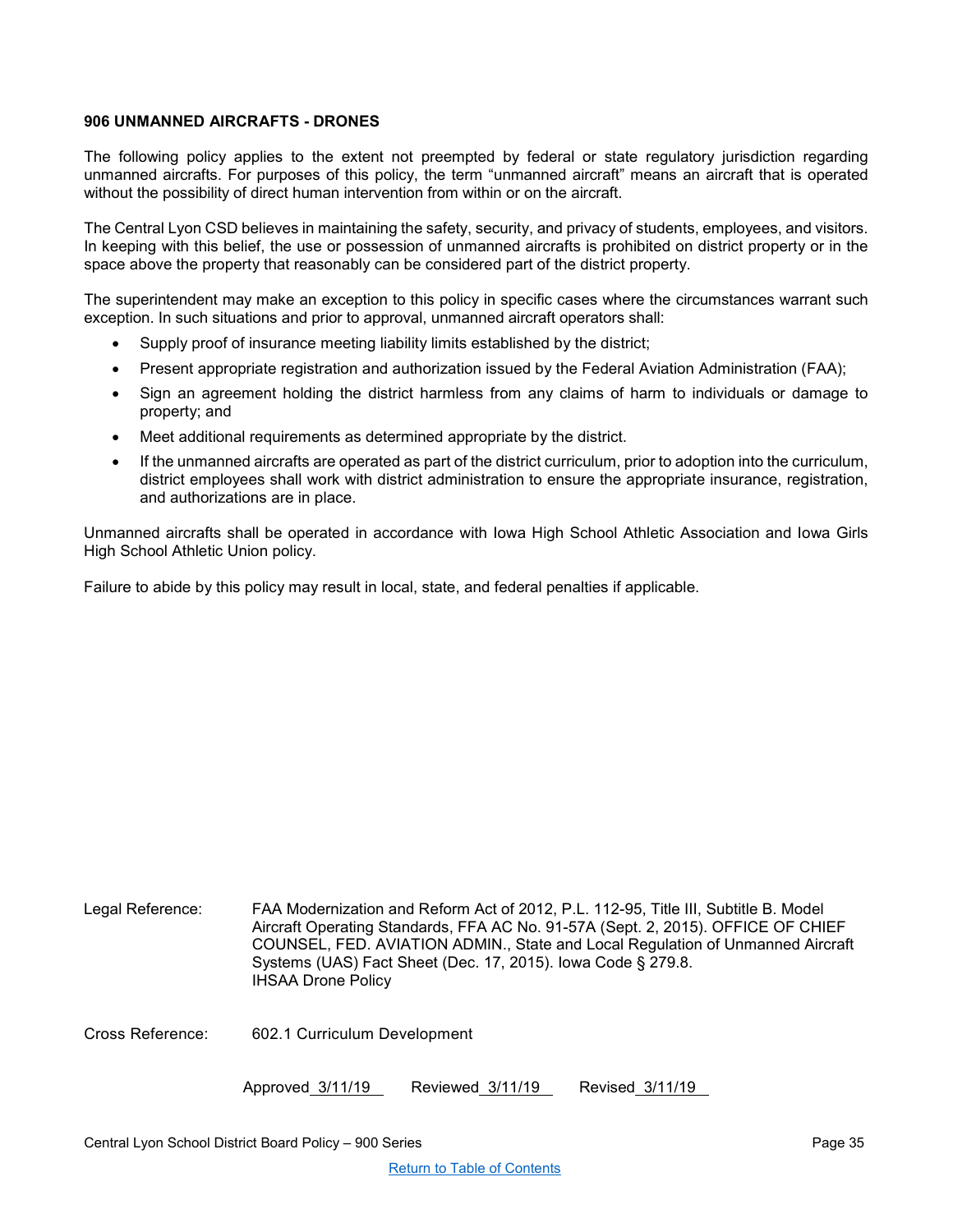# 906 UNMANNED AIRCRAFTS - DRONES

The following policy applies to the extent not preempted by federal or state regulatory jurisdiction regarding unmanned aircrafts. For purposes of this policy, the term "unmanned aircraft" means an aircraft that is operated without the possibility of direct human intervention from within or on the aircraft.

The Central Lyon CSD believes in maintaining the safety, security, and privacy of students, employees, and visitors. In keeping with this belief, the use or possession of unmanned aircrafts is prohibited on district property or in the space above the property that reasonably can be considered part of the district property.

The superintendent may make an exception to this policy in specific cases where the circumstances warrant such exception. In such situations and prior to approval, unmanned aircraft operators shall:

- Supply proof of insurance meeting liability limits established by the district;
- Present appropriate registration and authorization issued by the Federal Aviation Administration (FAA);
- Sign an agreement holding the district harmless from any claims of harm to individuals or damage to property; and
- Meet additional requirements as determined appropriate by the district.
- If the unmanned aircrafts are operated as part of the district curriculum, prior to adoption into the curriculum, district employees shall work with district administration to ensure the appropriate insurance, registration, and authorizations are in place.

Unmanned aircrafts shall be operated in accordance with Iowa High School Athletic Association and Iowa Girls High School Athletic Union policy.

Failure to abide by this policy may result in local, state, and federal penalties if applicable.

Legal Reference: FAA Modernization and Reform Act of 2012, P.L. 112-95, Title III, Subtitle B. Model Aircraft Operating Standards, FFA AC No. 91-57A (Sept. 2, 2015). OFFICE OF CHIEF COUNSEL, FED. AVIATION ADMIN., State and Local Regulation of Unmanned Aircraft Systems (UAS) Fact Sheet (Dec. 17, 2015). Iowa Code § 279.8.
IHSAA Drone Policy

Cross Reference: 602.1 Curriculum Development

Approved 3/11/19 Reviewed 3/11/19 Revised 3/11/19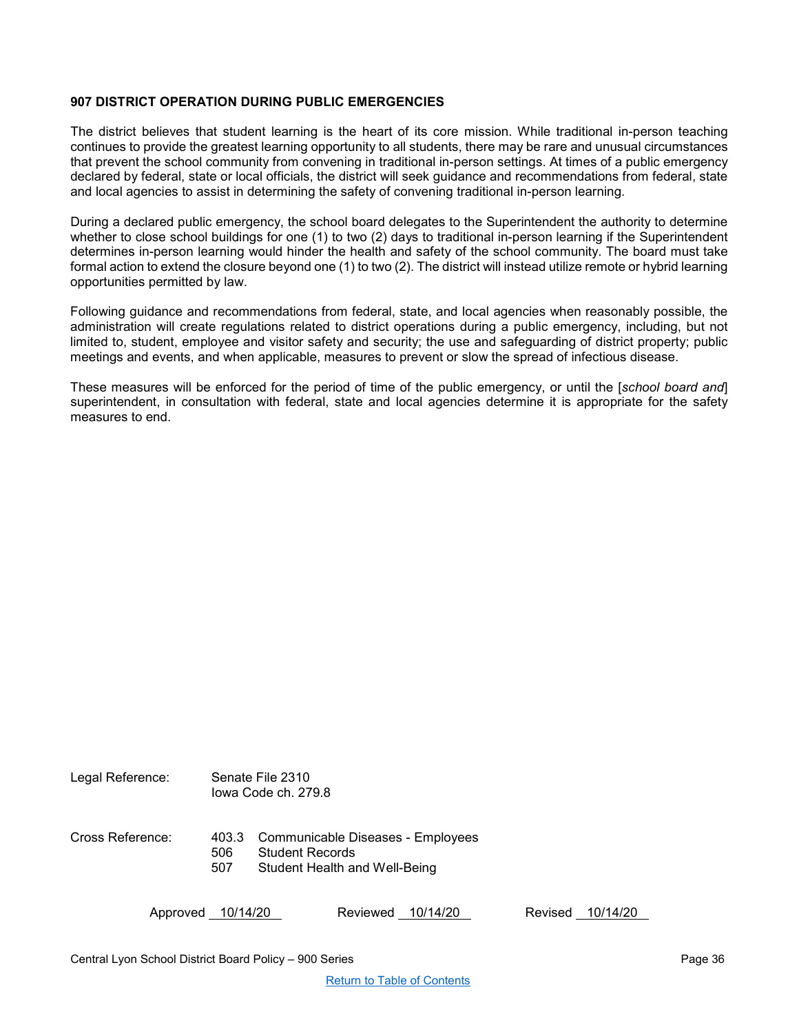**907 DISTRICT OPERATION DURING PUBLIC EMERGENCIES**

The district believes that student learning is the heart of its core mission. While traditional in-person teaching continues to provide the greatest learning opportunity to all students, there may be rare and unusual circumstances that prevent the school community from convening in traditional in-person settings. At times of a public emergency declared by federal, state or local officials, the district will seek guidance and recommendations from federal, state and local agencies to assist in determining the safety of convening traditional in-person learning.

During a declared public emergency, the school board delegates to the Superintendent the authority to determine whether to close school buildings for one (1) to two (2) days to traditional in-person learning if the Superintendent determines in-person learning would hinder the health and safety of the school community. The board must take formal action to extend the closure beyond one (1) to two (2). The district will instead utilize remote or hybrid learning opportunities permitted by law.

Following guidance and recommendations from federal, state, and local agencies when reasonably possible, the administration will create regulations related to district operations during a public emergency, including, but not limited to, student, employee and visitor safety and security; the use and safeguarding of district property; public meetings and events, and when applicable, measures to prevent or slow the spread of infectious disease.

These measures will be enforced for the period of time of the public emergency, or until the [*school board and*] superintendent, in consultation with federal, state and local agencies determine it is appropriate for the safety measures to end.

Legal Reference: Senate File 2310
Iowa Code ch. 279.8

Cross Reference:
403.3 Communicable Diseases - Employees
506 Student Records
507 Student Health and Well-Being

Approved 10/14/20 Reviewed 10/14/20 Revised 10/14/20

Return to Table of Contents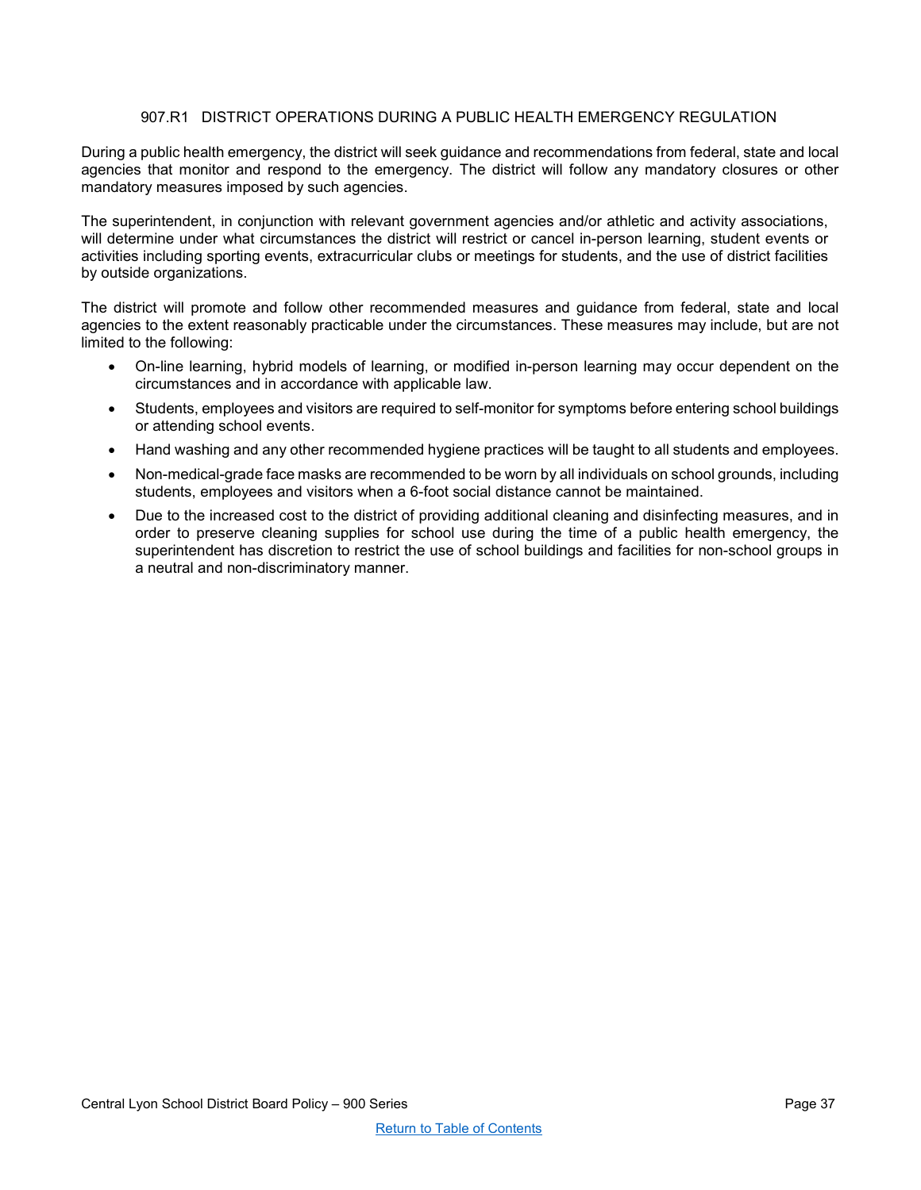## 907.R1 DISTRICT OPERATIONS DURING A PUBLIC HEALTH EMERGENCY REGULATION

During a public health emergency, the district will seek guidance and recommendations from federal, state and local agencies that monitor and respond to the emergency. The district will follow any mandatory closures or other mandatory measures imposed by such agencies.

The superintendent, in conjunction with relevant government agencies and/or athletic and activity associations, will determine under what circumstances the district will restrict or cancel in-person learning, student events or activities including sporting events, extracurricular clubs or meetings for students, and the use of district facilities by outside organizations.

The district will promote and follow other recommended measures and guidance from federal, state and local agencies to the extent reasonably practicable under the circumstances. These measures may include, but are not limited to the following:

- On-line learning, hybrid models of learning, or modified in-person learning may occur dependent on the circumstances and in accordance with applicable law.
- Students, employees and visitors are required to self-monitor for symptoms before entering school buildings or attending school events.
- Hand washing and any other recommended hygiene practices will be taught to all students and employees.
- Non-medical-grade face masks are recommended to be worn by all individuals on school grounds, including students, employees and visitors when a 6-foot social distance cannot be maintained.
- Due to the increased cost to the district of providing additional cleaning and disinfecting measures, and in order to preserve cleaning supplies for school use during the time of a public health emergency, the superintendent has discretion to restrict the use of school buildings and facilities for non-school groups in a neutral and non-discriminatory manner.